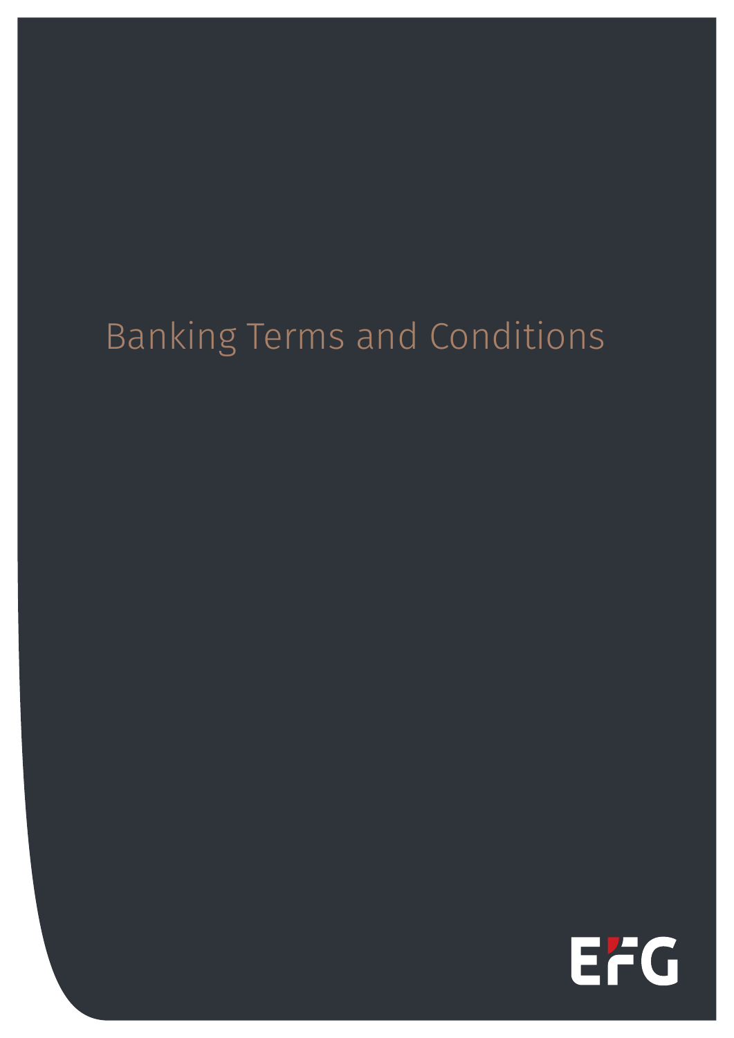# Banking Terms and Conditions

EFG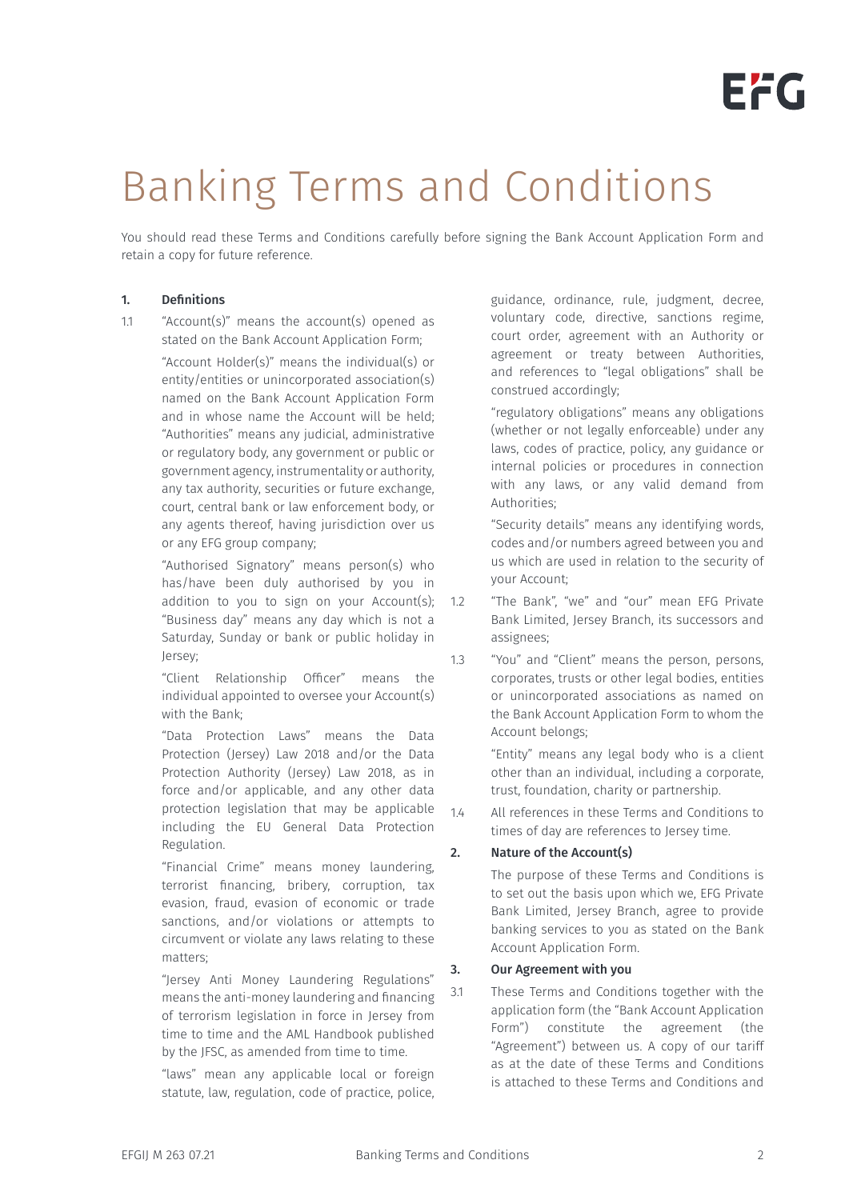# Banking Terms and Conditions

You should read these Terms and Conditions carefully before signing the Bank Account Application Form and retain a copy for future reference.

**1. Definitions**

1.1 "Account(s)" means the account(s) opened as stated on the Bank Account Application Form;

"Account Holder(s)" means the individual(s) or entity/entities or unincorporated association(s) named on the Bank Account Application Form and in whose name the Account will be held;

"Authorities" means any judicial, administrative or regulatory body, any government or public or government agency, instrumentality or authority, any tax authority, securities or future exchange, court, central bank or law enforcement body, or any agents thereof, having jurisdiction over us or any EFG group company;

"Authorised Signatory" means person(s) who has/have been duly authorised by you in addition to you to sign on your Account(s);

"Business day" means any day which is not a Saturday, Sunday or bank or public holiday in Jersey;

"Client Relationship Officer" means the individual appointed to oversee your Account(s) with the Bank;

"Data Protection Laws" means the Data Protection (Jersey) Law 2018 and/or the Data Protection Authority (Jersey) Law 2018, as in force and/or applicable, and any other data protection legislation that may be applicable including the EU General Data Protection Regulation.

"Financial Crime" means money laundering, terrorist financing, bribery, corruption, tax evasion, fraud, evasion of economic or trade sanctions, and/or violations or attempts to circumvent or violate any laws relating to these matters;

"Jersey Anti Money Laundering Regulations" means the anti-money laundering and financing of terrorism legislation in force in Jersey from time to time and the AML Handbook published by the JFSC, as amended from time to time.

"laws" mean any applicable local or foreign statute, law, regulation, code of practice, police, guidance, ordinance, rule, judgment, decree, voluntary code, directive, sanctions regime, court order, agreement with an Authority or agreement or treaty between Authorities, and references to "legal obligations" shall be construed accordingly;

"regulatory obligations" means any obligations (whether or not legally enforceable) under any laws, codes of practice, policy, any guidance or internal policies or procedures in connection with any laws, or any valid demand from Authorities;

"Security details" means any identifying words, codes and/or numbers agreed between you and us which are used in relation to the security of your Account;

1.2 "The Bank", "we" and "our" mean EFG Private Bank Limited, Jersey Branch, its successors and assignees;

1.3 "You" and "Client" means the person, persons, corporates, trusts or other legal bodies, entities or unincorporated associations as named on the Bank Account Application Form to whom the Account belongs;

"Entity" means any legal body who is a client other than an individual, including a corporate, trust, foundation, charity or partnership.

1.4 All references in these Terms and Conditions to times of day are references to Jersey time.

**2. Nature of the Account(s)**

The purpose of these Terms and Conditions is to set out the basis upon which we, EFG Private Bank Limited, Jersey Branch, agree to provide banking services to you as stated on the Bank Account Application Form.

**3. Our Agreement with you**

3.1 These Terms and Conditions together with the application form (the "Bank Account Application Form") constitute the agreement (the "Agreement") between us. A copy of our tariff as at the date of these Terms and Conditions is attached to these Terms and Conditions and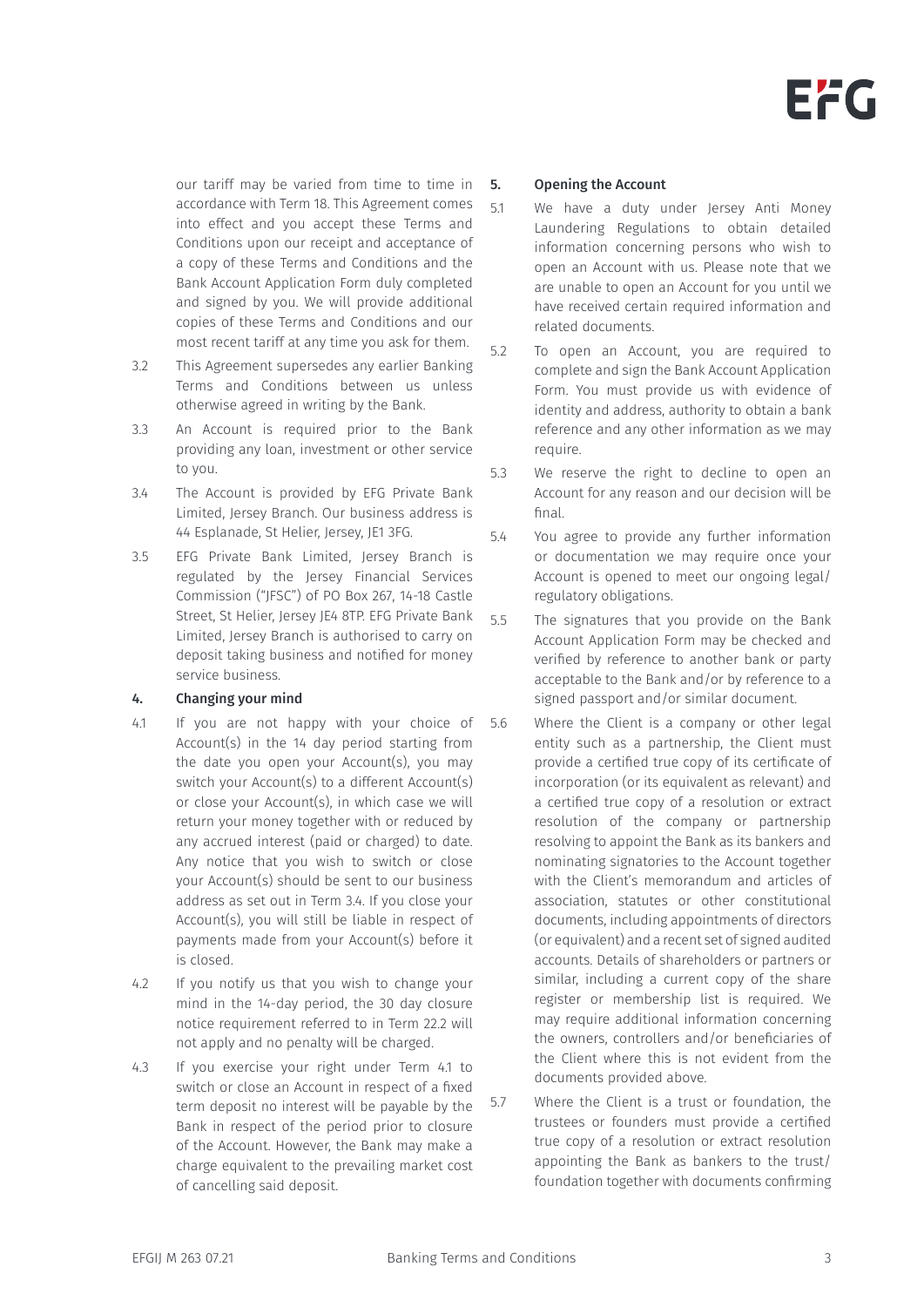our tariff may be varied from time to time in accordance with Term 18. This Agreement comes into effect and you accept these Terms and Conditions upon our receipt and acceptance of a copy of these Terms and Conditions and the Bank Account Application Form duly completed and signed by you. We will provide additional copies of these Terms and Conditions and our most recent tariff at any time you ask for them.

3.2 This Agreement supersedes any earlier Banking Terms and Conditions between us unless otherwise agreed in writing by the Bank.

3.3 An Account is required prior to the Bank providing any loan, investment or other service to you.

3.4 The Account is provided by EFG Private Bank Limited, Jersey Branch. Our business address is 44 Esplanade, St Helier, Jersey, JE1 3FG.

3.5 EFG Private Bank Limited, Jersey Branch is regulated by the Jersey Financial Services Commission ("JFSC") of PO Box 267, 14-18 Castle Street, St Helier, Jersey JE4 8TP. EFG Private Bank Limited, Jersey Branch is authorised to carry on deposit taking business and notified for money service business.

## 4. Changing your mind

4.1 If you are not happy with your choice of Account(s) in the 14 day period starting from the date you open your Account(s), you may switch your Account(s) to a different Account(s) or close your Account(s), in which case we will return your money together with or reduced by any accrued interest (paid or charged) to date. Any notice that you wish to switch or close your Account(s) should be sent to our business address as set out in Term 3.4. If you close your Account(s), you will still be liable in respect of payments made from your Account(s) before it is closed.

4.2 If you notify us that you wish to change your mind in the 14-day period, the 30 day closure notice requirement referred to in Term 22.2 will not apply and no penalty will be charged.

4.3 If you exercise your right under Term 4.1 to switch or close an Account in respect of a fixed term deposit no interest will be payable by the Bank in respect of the period prior to closure of the Account. However, the Bank may make a charge equivalent to the prevailing market cost of cancelling said deposit.

## 5. Opening the Account

5.1 We have a duty under Jersey Anti Money Laundering Regulations to obtain detailed information concerning persons who wish to open an Account with us. Please note that we are unable to open an Account for you until we have received certain required information and related documents.

5.2 To open an Account, you are required to complete and sign the Bank Account Application Form. You must provide us with evidence of identity and address, authority to obtain a bank reference and any other information as we may require.

5.3 We reserve the right to decline to open an Account for any reason and our decision will be final.

5.4 You agree to provide any further information or documentation we may require once your Account is opened to meet our ongoing legal/ regulatory obligations.

5.5 The signatures that you provide on the Bank Account Application Form may be checked and verified by reference to another bank or party acceptable to the Bank and/or by reference to a signed passport and/or similar document.

5.6 Where the Client is a company or other legal entity such as a partnership, the Client must provide a certified true copy of its certificate of incorporation (or its equivalent as relevant) and a certified true copy of a resolution or extract resolution of the company or partnership resolving to appoint the Bank as its bankers and nominating signatories to the Account together with the Client's memorandum and articles of association, statutes or other constitutional documents, including appointments of directors (or equivalent) and a recent set of signed audited accounts. Details of shareholders or partners or similar, including a current copy of the share register or membership list is required. We may require additional information concerning the owners, controllers and/or beneficiaries of the Client where this is not evident from the documents provided above.

5.7 Where the Client is a trust or foundation, the trustees or founders must provide a certified true copy of a resolution or extract resolution appointing the Bank as bankers to the trust/ foundation together with documents confirming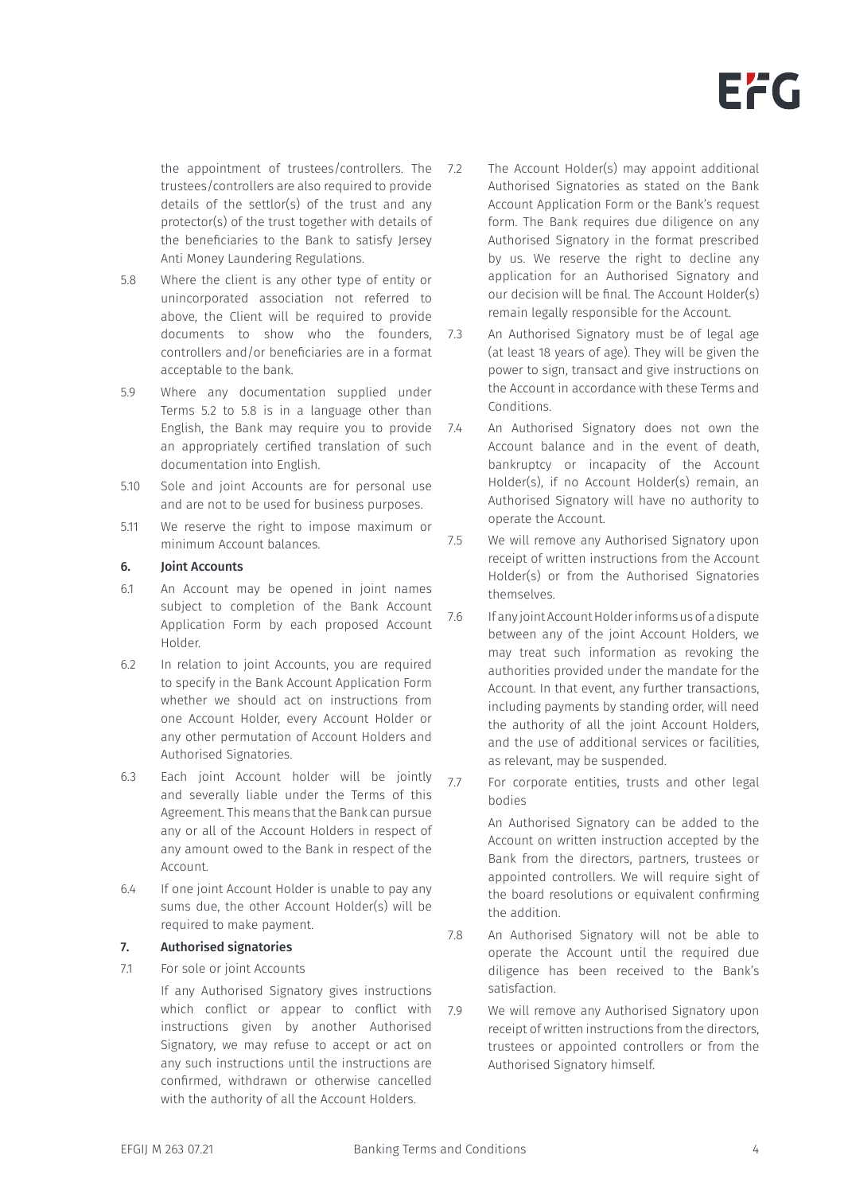the appointment of trustees/controllers. The trustees/controllers are also required to provide details of the settlor(s) of the trust and any protector(s) of the trust together with details of the beneficiaries to the Bank to satisfy Jersey Anti Money Laundering Regulations.

5.8 Where the client is any other type of entity or unincorporated association not referred to above, the Client will be required to provide documents to show who the founders, controllers and/or beneficiaries are in a format acceptable to the bank.

5.9 Where any documentation supplied under Terms 5.2 to 5.8 is in a language other than English, the Bank may require you to provide an appropriately certified translation of such documentation into English.

5.10 Sole and joint Accounts are for personal use and are not to be used for business purposes.

5.11 We reserve the right to impose maximum or minimum Account balances.

## 6. Joint Accounts

6.1 An Account may be opened in joint names subject to completion of the Bank Account Application Form by each proposed Account Holder.

6.2 In relation to joint Accounts, you are required to specify in the Bank Account Application Form whether we should act on instructions from one Account Holder, every Account Holder or any other permutation of Account Holders and Authorised Signatories.

6.3 Each joint Account holder will be jointly and severally liable under the Terms of this Agreement. This means that the Bank can pursue any or all of the Account Holders in respect of any amount owed to the Bank in respect of the Account.

6.4 If one joint Account Holder is unable to pay any sums due, the other Account Holder(s) will be required to make payment.

## 7. Authorised signatories

7.1 For sole or joint Accounts

If any Authorised Signatory gives instructions which conflict or appear to conflict with instructions given by another Authorised Signatory, we may refuse to accept or act on any such instructions until the instructions are confirmed, withdrawn or otherwise cancelled with the authority of all the Account Holders.

7.2 The Account Holder(s) may appoint additional Authorised Signatories as stated on the Bank Account Application Form or the Bank's request form. The Bank requires due diligence on any Authorised Signatory in the format prescribed by us. We reserve the right to decline any application for an Authorised Signatory and our decision will be final. The Account Holder(s) remain legally responsible for the Account.

7.3 An Authorised Signatory must be of legal age (at least 18 years of age). They will be given the power to sign, transact and give instructions on the Account in accordance with these Terms and Conditions.

7.4 An Authorised Signatory does not own the Account balance and in the event of death, bankruptcy or incapacity of the Account Holder(s), if no Account Holder(s) remain, an Authorised Signatory will have no authority to operate the Account.

7.5 We will remove any Authorised Signatory upon receipt of written instructions from the Account Holder(s) or from the Authorised Signatories themselves.

7.6 If any joint Account Holder informs us of a dispute between any of the joint Account Holders, we may treat such information as revoking the authorities provided under the mandate for the Account. In that event, any further transactions, including payments by standing order, will need the authority of all the joint Account Holders, and the use of additional services or facilities, as relevant, may be suspended.

7.7 For corporate entities, trusts and other legal bodies

An Authorised Signatory can be added to the Account on written instruction accepted by the Bank from the directors, partners, trustees or appointed controllers. We will require sight of the board resolutions or equivalent confirming the addition.

7.8 An Authorised Signatory will not be able to operate the Account until the required due diligence has been received to the Bank's satisfaction.

7.9 We will remove any Authorised Signatory upon receipt of written instructions from the directors, trustees or appointed controllers or from the Authorised Signatory himself.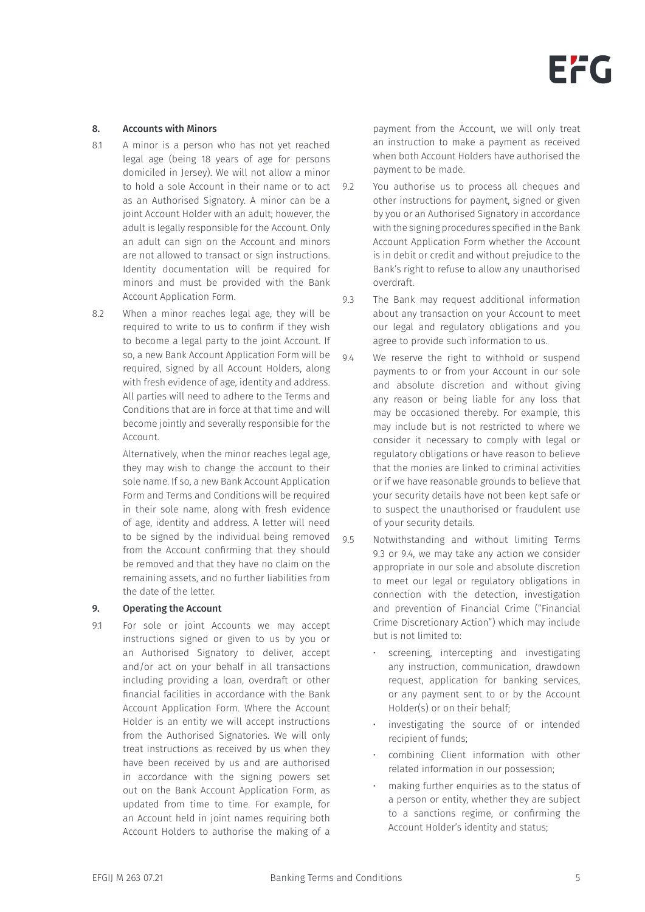## 8. Accounts with Minors

8.1 A minor is a person who has not yet reached legal age (being 18 years of age for persons domiciled in Jersey). We will not allow a minor to hold a sole Account in their name or to act as an Authorised Signatory. A minor can be a joint Account Holder with an adult; however, the adult is legally responsible for the Account. Only an adult can sign on the Account and minors are not allowed to transact or sign instructions. Identity documentation will be required for minors and must be provided with the Bank Account Application Form.

8.2 When a minor reaches legal age, they will be required to write to us to confirm if they wish to become a legal party to the joint Account. If so, a new Bank Account Application Form will be required, signed by all Account Holders, along with fresh evidence of age, identity and address. All parties will need to adhere to the Terms and Conditions that are in force at that time and will become jointly and severally responsible for the Account.

Alternatively, when the minor reaches legal age, they may wish to change the account to their sole name. If so, a new Bank Account Application Form and Terms and Conditions will be required in their sole name, along with fresh evidence of age, identity and address. A letter will need to be signed by the individual being removed from the Account confirming that they should be removed and that they have no claim on the remaining assets, and no further liabilities from the date of the letter.

## 9. Operating the Account

9.1 For sole or joint Accounts we may accept instructions signed or given to us by you or an Authorised Signatory to deliver, accept and/or act on your behalf in all transactions including providing a loan, overdraft or other financial facilities in accordance with the Bank Account Application Form. Where the Account Holder is an entity we will accept instructions from the Authorised Signatories. We will only treat instructions as received by us when they have been received by us and are authorised in accordance with the signing powers set out on the Bank Account Application Form, as updated from time to time. For example, for an Account held in joint names requiring both Account Holders to authorise the making of a payment from the Account, we will only treat an instruction to make a payment as received when both Account Holders have authorised the payment to be made.

9.2 You authorise us to process all cheques and other instructions for payment, signed or given by you or an Authorised Signatory in accordance with the signing procedures specified in the Bank Account Application Form whether the Account is in debit or credit and without prejudice to the Bank's right to refuse to allow any unauthorised overdraft.

9.3 The Bank may request additional information about any transaction on your Account to meet our legal and regulatory obligations and you agree to provide such information to us.

9.4 We reserve the right to withhold or suspend payments to or from your Account in our sole and absolute discretion and without giving any reason or being liable for any loss that may be occasioned thereby. For example, this may include but is not restricted to where we consider it necessary to comply with legal or regulatory obligations or have reason to believe that the monies are linked to criminal activities or if we have reasonable grounds to believe that your security details have not been kept safe or to suspect the unauthorised or fraudulent use of your security details.

9.5 Notwithstanding and without limiting Terms 9.3 or 9.4, we may take any action we consider appropriate in our sole and absolute discretion to meet our legal or regulatory obligations in connection with the detection, investigation and prevention of Financial Crime ("Financial Crime Discretionary Action") which may include but is not limited to:

- screening, intercepting and investigating any instruction, communication, drawdown request, application for banking services, or any payment sent to or by the Account Holder(s) or on their behalf;
- investigating the source of or intended recipient of funds;
- combining Client information with other related information in our possession;
- making further enquiries as to the status of a person or entity, whether they are subject to a sanctions regime, or confirming the Account Holder's identity and status;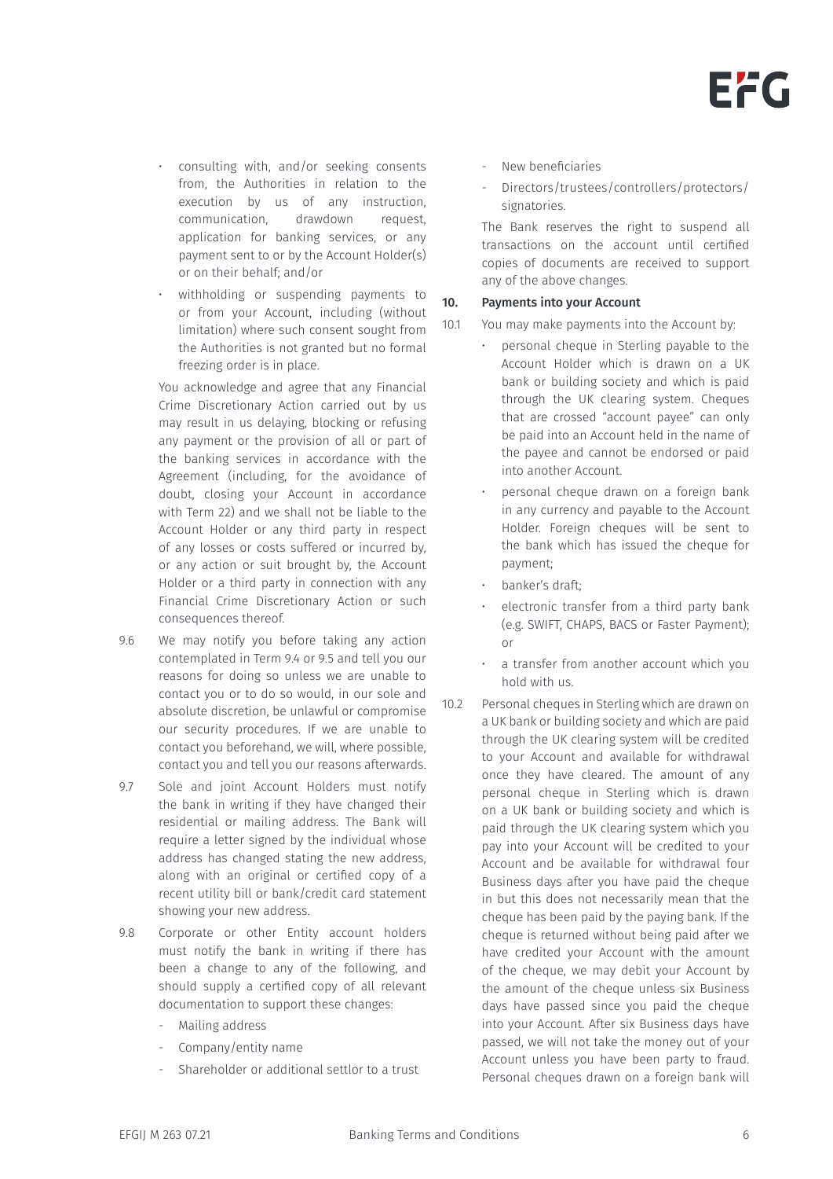- consulting with, and/or seeking consents from, the Authorities in relation to the execution by us of any instruction, communication, drawdown request, application for banking services, or any payment sent to or by the Account Holder(s) or on their behalf; and/or
- withholding or suspending payments to or from your Account, including (without limitation) where such consent sought from the Authorities is not granted but no formal freezing order is in place.

You acknowledge and agree that any Financial Crime Discretionary Action carried out by us may result in us delaying, blocking or refusing any payment or the provision of all or part of the banking services in accordance with the Agreement (including, for the avoidance of doubt, closing your Account in accordance with Term 22) and we shall not be liable to the Account Holder or any third party in respect of any losses or costs suffered or incurred by, or any action or suit brought by, the Account Holder or a third party in connection with any Financial Crime Discretionary Action or such consequences thereof.

9.6 We may notify you before taking any action contemplated in Term 9.4 or 9.5 and tell you our reasons for doing so unless we are unable to contact you or to do so would, in our sole and absolute discretion, be unlawful or compromise our security procedures. If we are unable to contact you beforehand, we will, where possible, contact you and tell you our reasons afterwards.

9.7 Sole and joint Account Holders must notify the bank in writing if they have changed their residential or mailing address. The Bank will require a letter signed by the individual whose address has changed stating the new address, along with an original or certified copy of a recent utility bill or bank/credit card statement showing your new address.

9.8 Corporate or other Entity account holders must notify the bank in writing if there has been a change to any of the following, and should supply a certified copy of all relevant documentation to support these changes:

- Mailing address
- Company/entity name
- Shareholder or additional settlor to a trust
- New beneficiaries
- Directors/trustees/controllers/protectors/signatories.

The Bank reserves the right to suspend all transactions on the account until certified copies of documents are received to support any of the above changes.

**10. Payments into your Account**

10.1 You may make payments into the Account by:

- personal cheque in Sterling payable to the Account Holder which is drawn on a UK bank or building society and which is paid through the UK clearing system. Cheques that are crossed "account payee" can only be paid into an Account held in the name of the payee and cannot be endorsed or paid into another Account.
- personal cheque drawn on a foreign bank in any currency and payable to the Account Holder. Foreign cheques will be sent to the bank which has issued the cheque for payment;
- banker's draft;
- electronic transfer from a third party bank (e.g. SWIFT, CHAPS, BACS or Faster Payment); or
- a transfer from another account which you hold with us.

10.2 Personal cheques in Sterling which are drawn on a UK bank or building society and which are paid through the UK clearing system will be credited to your Account and available for withdrawal once they have cleared. The amount of any personal cheque in Sterling which is drawn on a UK bank or building society and which is paid through the UK clearing system which you pay into your Account will be credited to your Account and be available for withdrawal four Business days after you have paid the cheque in but this does not necessarily mean that the cheque has been paid by the paying bank. If the cheque is returned without being paid after we have credited your Account with the amount of the cheque, we may debit your Account by the amount of the cheque unless six Business days have passed since you paid the cheque into your Account. After six Business days have passed, we will not take the money out of your Account unless you have been party to fraud. Personal cheques drawn on a foreign bank will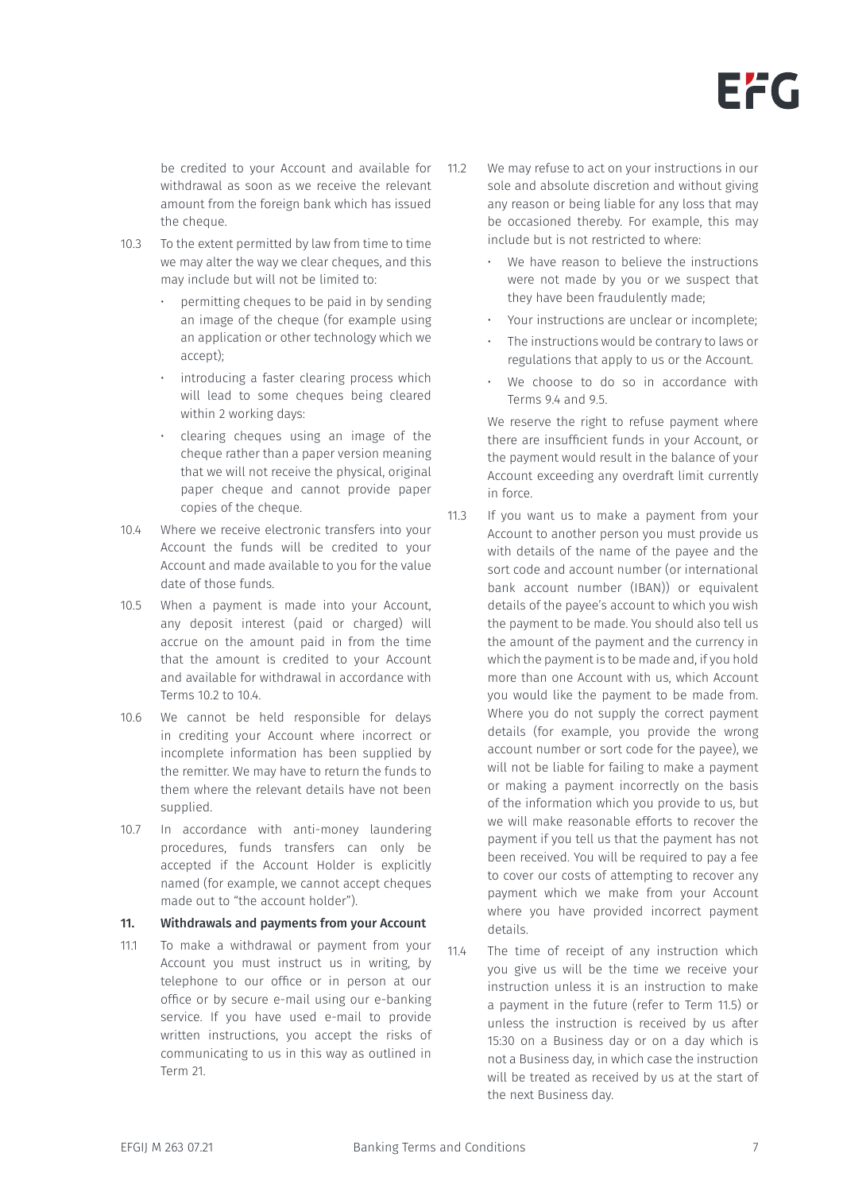be credited to your Account and available for withdrawal as soon as we receive the relevant amount from the foreign bank which has issued the cheque.

10.3 To the extent permitted by law from time to time we may alter the way we clear cheques, and this may include but will not be limited to:

- permitting cheques to be paid in by sending an image of the cheque (for example using an application or other technology which we accept);
- introducing a faster clearing process which will lead to some cheques being cleared within 2 working days:
- clearing cheques using an image of the cheque rather than a paper version meaning that we will not receive the physical, original paper cheque and cannot provide paper copies of the cheque.

10.4 Where we receive electronic transfers into your Account the funds will be credited to your Account and made available to you for the value date of those funds.

10.5 When a payment is made into your Account, any deposit interest (paid or charged) will accrue on the amount paid in from the time that the amount is credited to your Account and available for withdrawal in accordance with Terms 10.2 to 10.4.

10.6 We cannot be held responsible for delays in crediting your Account where incorrect or incomplete information has been supplied by the remitter. We may have to return the funds to them where the relevant details have not been supplied.

10.7 In accordance with anti-money laundering procedures, funds transfers can only be accepted if the Account Holder is explicitly named (for example, we cannot accept cheques made out to "the account holder").

## 11. Withdrawals and payments from your Account

11.1 To make a withdrawal or payment from your Account you must instruct us in writing, by telephone to our office or in person at our office or by secure e-mail using our e-banking service. If you have used e-mail to provide written instructions, you accept the risks of communicating to us in this way as outlined in Term 21.

11.2 We may refuse to act on your instructions in our sole and absolute discretion and without giving any reason or being liable for any loss that may be occasioned thereby. For example, this may include but is not restricted to where:

- We have reason to believe the instructions were not made by you or we suspect that they have been fraudulently made;
- Your instructions are unclear or incomplete;
- The instructions would be contrary to laws or regulations that apply to us or the Account.
- We choose to do so in accordance with Terms 9.4 and 9.5.

We reserve the right to refuse payment where there are insufficient funds in your Account, or the payment would result in the balance of your Account exceeding any overdraft limit currently in force.

11.3 If you want us to make a payment from your Account to another person you must provide us with details of the name of the payee and the sort code and account number (or international bank account number (IBAN)) or equivalent details of the payee's account to which you wish the payment to be made. You should also tell us the amount of the payment and the currency in which the payment is to be made and, if you hold more than one Account with us, which Account you would like the payment to be made from. Where you do not supply the correct payment details (for example, you provide the wrong account number or sort code for the payee), we will not be liable for failing to make a payment or making a payment incorrectly on the basis of the information which you provide to us, but we will make reasonable efforts to recover the payment if you tell us that the payment has not been received. You will be required to pay a fee to cover our costs of attempting to recover any payment which we make from your Account where you have provided incorrect payment details.

11.4 The time of receipt of any instruction which you give us will be the time we receive your instruction unless it is an instruction to make a payment in the future (refer to Term 11.5) or unless the instruction is received by us after 15:30 on a Business day or on a day which is not a Business day, in which case the instruction will be treated as received by us at the start of the next Business day.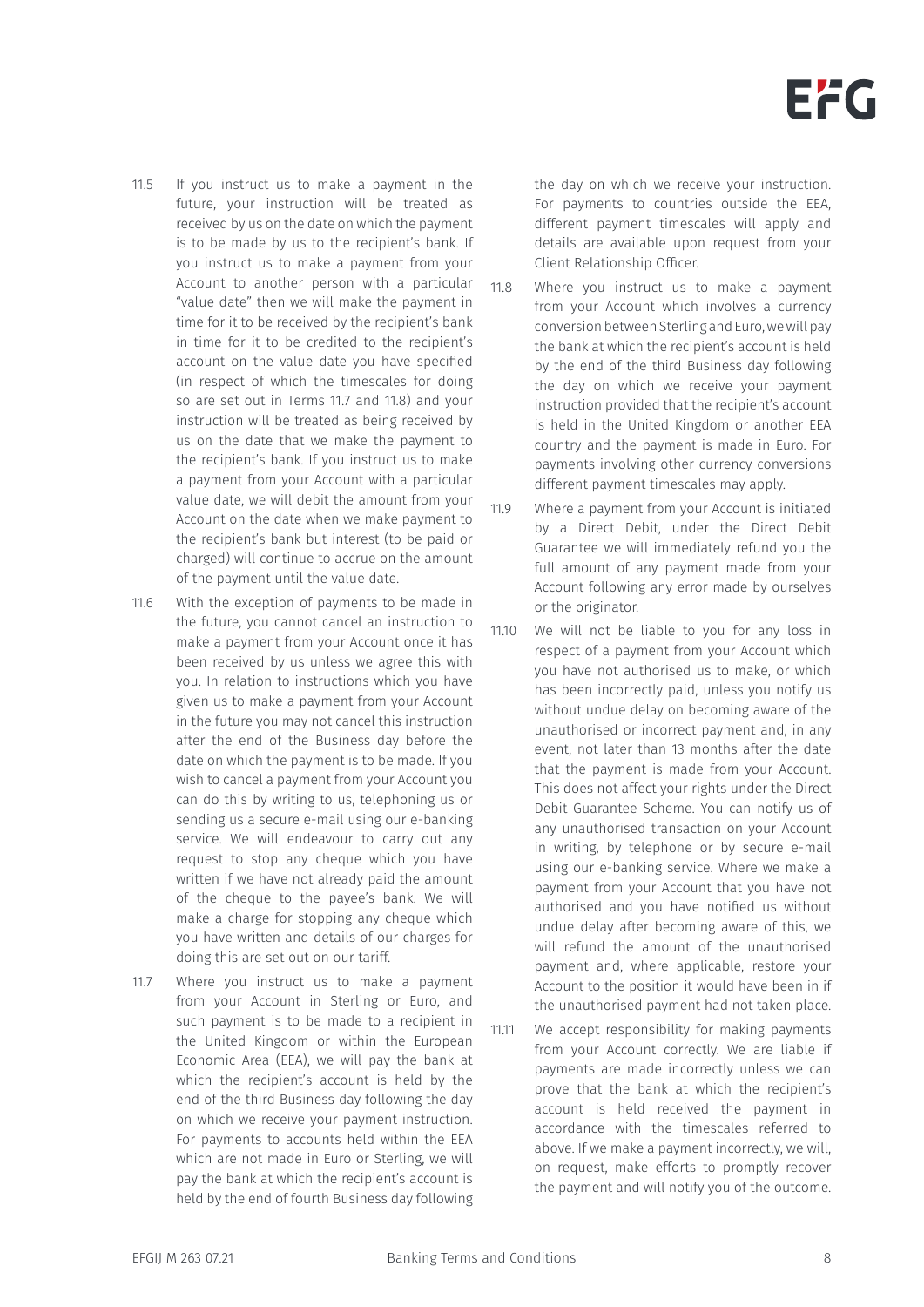11.5 If you instruct us to make a payment in the future, your instruction will be treated as received by us on the date on which the payment is to be made by us to the recipient's bank. If you instruct us to make a payment from your Account to another person with a particular "value date" then we will make the payment in time for it to be received by the recipient's bank in time for it to be credited to the recipient's account on the value date you have specified (in respect of which the timescales for doing so are set out in Terms 11.7 and 11.8) and your instruction will be treated as being received by us on the date that we make the payment to the recipient's bank. If you instruct us to make a payment from your Account with a particular value date, we will debit the amount from your Account on the date when we make payment to the recipient's bank but interest (to be paid or charged) will continue to accrue on the amount of the payment until the value date.

11.6 With the exception of payments to be made in the future, you cannot cancel an instruction to make a payment from your Account once it has been received by us unless we agree this with you. In relation to instructions which you have given us to make a payment from your Account in the future you may not cancel this instruction after the end of the Business day before the date on which the payment is to be made. If you wish to cancel a payment from your Account you can do this by writing to us, telephoning us or sending us a secure e-mail using our e-banking service. We will endeavour to carry out any request to stop any cheque which you have written if we have not already paid the amount of the cheque to the payee's bank. We will make a charge for stopping any cheque which you have written and details of our charges for doing this are set out on our tariff.

11.7 Where you instruct us to make a payment from your Account in Sterling or Euro, and such payment is to be made to a recipient in the United Kingdom or within the European Economic Area (EEA), we will pay the bank at which the recipient's account is held by the end of the third Business day following the day on which we receive your payment instruction. For payments to accounts held within the EEA which are not made in Euro or Sterling, we will pay the bank at which the recipient's account is held by the end of fourth Business day following the day on which we receive your instruction. For payments to countries outside the EEA, different payment timescales will apply and details are available upon request from your Client Relationship Officer.

11.8 Where you instruct us to make a payment from your Account which involves a currency conversion between Sterling and Euro, we will pay the bank at which the recipient's account is held by the end of the third Business day following the day on which we receive your payment instruction provided that the recipient's account is held in the United Kingdom or another EEA country and the payment is made in Euro. For payments involving other currency conversions different payment timescales may apply.

11.9 Where a payment from your Account is initiated by a Direct Debit, under the Direct Debit Guarantee we will immediately refund you the full amount of any payment made from your Account following any error made by ourselves or the originator.

11.10 We will not be liable to you for any loss in respect of a payment from your Account which you have not authorised us to make, or which has been incorrectly paid, unless you notify us without undue delay on becoming aware of the unauthorised or incorrect payment and, in any event, not later than 13 months after the date that the payment is made from your Account. This does not affect your rights under the Direct Debit Guarantee Scheme. You can notify us of any unauthorised transaction on your Account in writing, by telephone or by secure e-mail using our e-banking service. Where we make a payment from your Account that you have not authorised and you have notified us without undue delay after becoming aware of this, we will refund the amount of the unauthorised payment and, where applicable, restore your Account to the position it would have been in if the unauthorised payment had not taken place.

11.11 We accept responsibility for making payments from your Account correctly. We are liable if payments are made incorrectly unless we can prove that the bank at which the recipient's account is held received the payment in accordance with the timescales referred to above. If we make a payment incorrectly, we will, on request, make efforts to promptly recover the payment and will notify you of the outcome.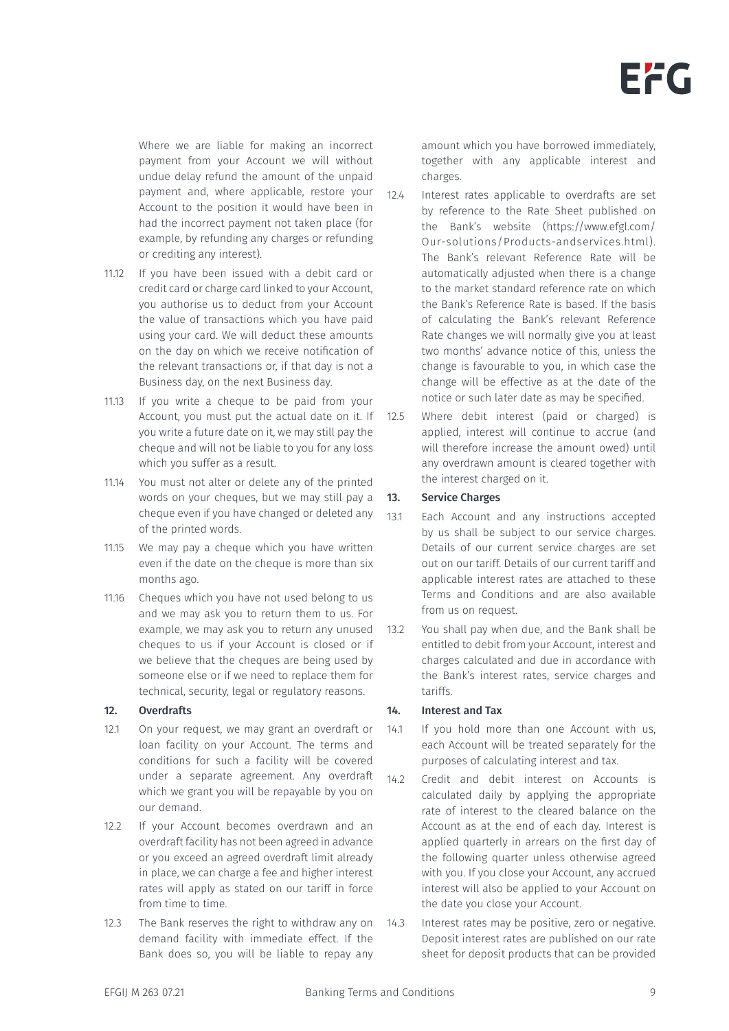Where we are liable for making an incorrect payment from your Account we will without undue delay refund the amount of the unpaid payment and, where applicable, restore your Account to the position it would have been in had the incorrect payment not taken place (for example, by refunding any charges or refunding or crediting any interest).

11.12 If you have been issued with a debit card or credit card or charge card linked to your Account, you authorise us to deduct from your Account the value of transactions which you have paid using your card. We will deduct these amounts on the day on which we receive notification of the relevant transactions or, if that day is not a Business day, on the next Business day.

11.13 If you write a cheque to be paid from your Account, you must put the actual date on it. If you write a future date on it, we may still pay the cheque and will not be liable to you for any loss which you suffer as a result.

11.14 You must not alter or delete any of the printed words on your cheques, but we may still pay a cheque even if you have changed or deleted any of the printed words.

11.15 We may pay a cheque which you have written even if the date on the cheque is more than six months ago.

11.16 Cheques which you have not used belong to us and we may ask you to return them to us. For example, we may ask you to return any unused cheques to us if your Account is closed or if we believe that the cheques are being used by someone else or if we need to replace them for technical, security, legal or regulatory reasons.

## 12. Overdrafts

12.1 On your request, we may grant an overdraft or loan facility on your Account. The terms and conditions for such a facility will be covered under a separate agreement. Any overdraft which we grant you will be repayable by you on our demand.

12.2 If your Account becomes overdrawn and an overdraft facility has not been agreed in advance or you exceed an agreed overdraft limit already in place, we can charge a fee and higher interest rates will apply as stated on our tariff in force from time to time.

12.3 The Bank reserves the right to withdraw any on demand facility with immediate effect. If the Bank does so, you will be liable to repay any amount which you have borrowed immediately, together with any applicable interest and charges.

12.4 Interest rates applicable to overdrafts are set by reference to the Rate Sheet published on the Bank's website (https://www.efgl.com/Our-solutions/Products-andservices.html). The Bank's relevant Reference Rate will be automatically adjusted when there is a change to the market standard reference rate on which the Bank's Reference Rate is based. If the basis of calculating the Bank's relevant Reference Rate changes we will normally give you at least two months' advance notice of this, unless the change is favourable to you, in which case the change will be effective as at the date of the notice or such later date as may be specified.

12.5 Where debit interest (paid or charged) is applied, interest will continue to accrue (and will therefore increase the amount owed) until any overdrawn amount is cleared together with the interest charged on it.

## 13. Service Charges

13.1 Each Account and any instructions accepted by us shall be subject to our service charges. Details of our current service charges are set out on our tariff. Details of our current tariff and applicable interest rates are attached to these Terms and Conditions and are also available from us on request.

13.2 You shall pay when due, and the Bank shall be entitled to debit from your Account, interest and charges calculated and due in accordance with the Bank's interest rates, service charges and tariffs.

## 14. Interest and Tax

14.1 If you hold more than one Account with us, each Account will be treated separately for the purposes of calculating interest and tax.

14.2 Credit and debit interest on Accounts is calculated daily by applying the appropriate rate of interest to the cleared balance on the Account as at the end of each day. Interest is applied quarterly in arrears on the first day of the following quarter unless otherwise agreed with you. If you close your Account, any accrued interest will also be applied to your Account on the date you close your Account.

14.3 Interest rates may be positive, zero or negative. Deposit interest rates are published on our rate sheet for deposit products that can be provided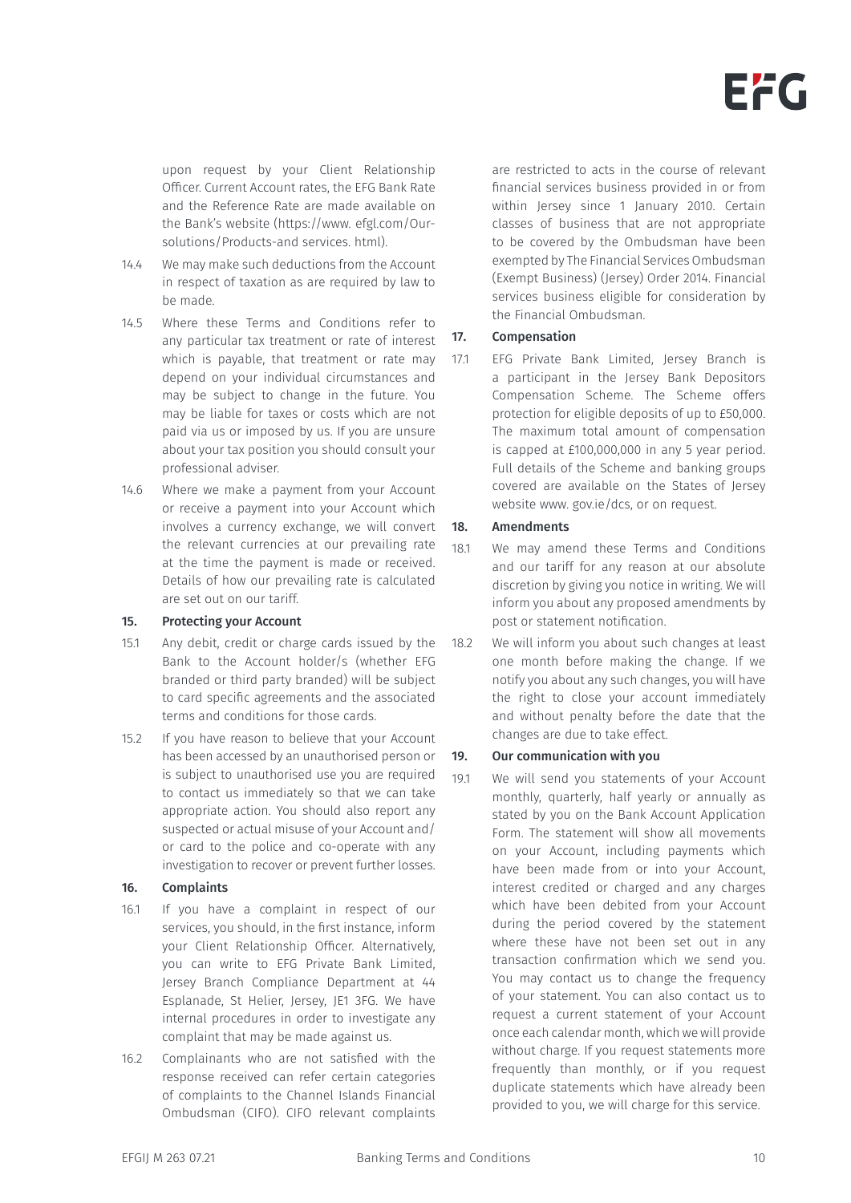upon request by your Client Relationship Officer. Current Account rates, the EFG Bank Rate and the Reference Rate are made available on the Bank's website (https://www. efgl.com/Our-solutions/Products-and services. html).

14.4 We may make such deductions from the Account in respect of taxation as are required by law to be made.

14.5 Where these Terms and Conditions refer to any particular tax treatment or rate of interest which is payable, that treatment or rate may depend on your individual circumstances and may be subject to change in the future. You may be liable for taxes or costs which are not paid via us or imposed by us. If you are unsure about your tax position you should consult your professional adviser.

14.6 Where we make a payment from your Account or receive a payment into your Account which involves a currency exchange, we will convert the relevant currencies at our prevailing rate at the time the payment is made or received. Details of how our prevailing rate is calculated are set out on our tariff.

## 15. Protecting your Account

15.1 Any debit, credit or charge cards issued by the Bank to the Account holder/s (whether EFG branded or third party branded) will be subject to card specific agreements and the associated terms and conditions for those cards.

15.2 If you have reason to believe that your Account has been accessed by an unauthorised person or is subject to unauthorised use you are required to contact us immediately so that we can take appropriate action. You should also report any suspected or actual misuse of your Account and/or card to the police and co-operate with any investigation to recover or prevent further losses.

## 16. Complaints

16.1 If you have a complaint in respect of our services, you should, in the first instance, inform your Client Relationship Officer. Alternatively, you can write to EFG Private Bank Limited, Jersey Branch Compliance Department at 44 Esplanade, St Helier, Jersey, JE1 3FG. We have internal procedures in order to investigate any complaint that may be made against us.

16.2 Complainants who are not satisfied with the response received can refer certain categories of complaints to the Channel Islands Financial Ombudsman (CIFO). CIFO relevant complaints are restricted to acts in the course of relevant financial services business provided in or from within Jersey since 1 January 2010. Certain classes of business that are not appropriate to be covered by the Ombudsman have been exempted by The Financial Services Ombudsman (Exempt Business) (Jersey) Order 2014. Financial services business eligible for consideration by the Financial Ombudsman.

## 17. Compensation

17.1 EFG Private Bank Limited, Jersey Branch is a participant in the Jersey Bank Depositors Compensation Scheme. The Scheme offers protection for eligible deposits of up to £50,000. The maximum total amount of compensation is capped at £100,000,000 in any 5 year period. Full details of the Scheme and banking groups covered are available on the States of Jersey website www. gov.ie/dcs, or on request.

## 18. Amendments

18.1 We may amend these Terms and Conditions and our tariff for any reason at our absolute discretion by giving you notice in writing. We will inform you about any proposed amendments by post or statement notification.

18.2 We will inform you about such changes at least one month before making the change. If we notify you about any such changes, you will have the right to close your account immediately and without penalty before the date that the changes are due to take effect.

## 19. Our communication with you

19.1 We will send you statements of your Account monthly, quarterly, half yearly or annually as stated by you on the Bank Account Application Form. The statement will show all movements on your Account, including payments which have been made from or into your Account, interest credited or charged and any charges which have been debited from your Account during the period covered by the statement where these have not been set out in any transaction confirmation which we send you. You may contact us to change the frequency of your statement. You can also contact us to request a current statement of your Account once each calendar month, which we will provide without charge. If you request statements more frequently than monthly, or if you request duplicate statements which have already been provided to you, we will charge for this service.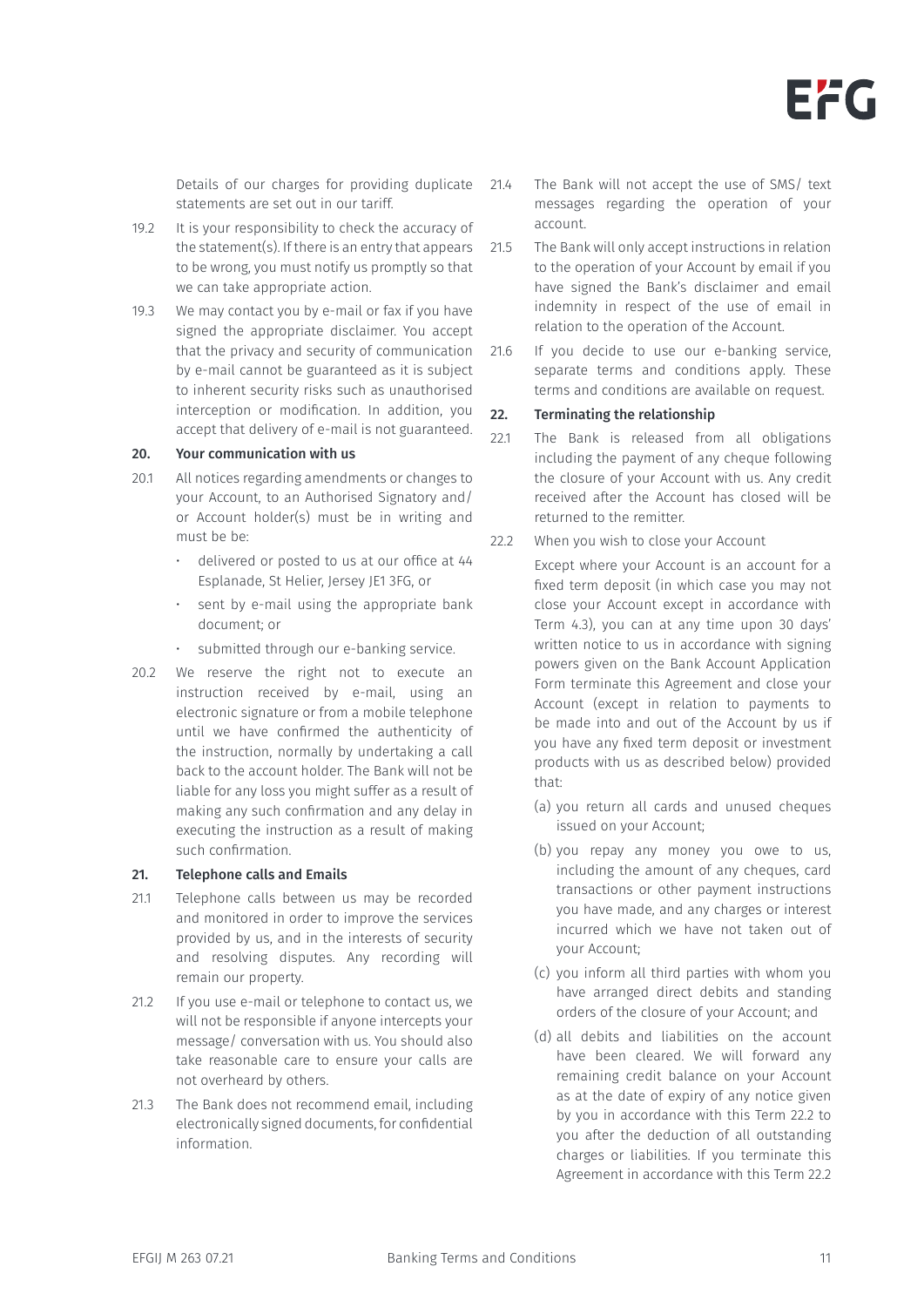Details of our charges for providing duplicate statements are set out in our tariff.

19.2 It is your responsibility to check the accuracy of the statement(s). If there is an entry that appears to be wrong, you must notify us promptly so that we can take appropriate action.

19.3 We may contact you by e-mail or fax if you have signed the appropriate disclaimer. You accept that the privacy and security of communication by e-mail cannot be guaranteed as it is subject to inherent security risks such as unauthorised interception or modification. In addition, you accept that delivery of e-mail is not guaranteed.

## 20. Your communication with us

20.1 All notices regarding amendments or changes to your Account, to an Authorised Signatory and/or Account holder(s) must be in writing and must be be:

- delivered or posted to us at our office at 44 Esplanade, St Helier, Jersey JE1 3FG, or
- sent by e-mail using the appropriate bank document; or
- submitted through our e-banking service.

20.2 We reserve the right not to execute an instruction received by e-mail, using an electronic signature or from a mobile telephone until we have confirmed the authenticity of the instruction, normally by undertaking a call back to the account holder. The Bank will not be liable for any loss you might suffer as a result of making any such confirmation and any delay in executing the instruction as a result of making such confirmation.

## 21. Telephone calls and Emails

21.1 Telephone calls between us may be recorded and monitored in order to improve the services provided by us, and in the interests of security and resolving disputes. Any recording will remain our property.

21.2 If you use e-mail or telephone to contact us, we will not be responsible if anyone intercepts your message/ conversation with us. You should also take reasonable care to ensure your calls are not overheard by others.

21.3 The Bank does not recommend email, including electronically signed documents, for confidential information.

21.4 The Bank will not accept the use of SMS/ text messages regarding the operation of your account.

21.5 The Bank will only accept instructions in relation to the operation of your Account by email if you have signed the Bank's disclaimer and email indemnity in respect of the use of email in relation to the operation of the Account.

21.6 If you decide to use our e-banking service, separate terms and conditions apply. These terms and conditions are available on request.

## 22. Terminating the relationship

22.1 The Bank is released from all obligations including the payment of any cheque following the closure of your Account with us. Any credit received after the Account has closed will be returned to the remitter.

22.2 When you wish to close your Account

Except where your Account is an account for a fixed term deposit (in which case you may not close your Account except in accordance with Term 4.3), you can at any time upon 30 days' written notice to us in accordance with signing powers given on the Bank Account Application Form terminate this Agreement and close your Account (except in relation to payments to be made into and out of the Account by us if you have any fixed term deposit or investment products with us as described below) provided that:

(a) you return all cards and unused cheques issued on your Account;

(b) you repay any money you owe to us, including the amount of any cheques, card transactions or other payment instructions you have made, and any charges or interest incurred which we have not taken out of your Account;

(c) you inform all third parties with whom you have arranged direct debits and standing orders of the closure of your Account; and

(d) all debits and liabilities on the account have been cleared. We will forward any remaining credit balance on your Account as at the date of expiry of any notice given by you in accordance with this Term 22.2 to you after the deduction of all outstanding charges or liabilities. If you terminate this Agreement in accordance with this Term 22.2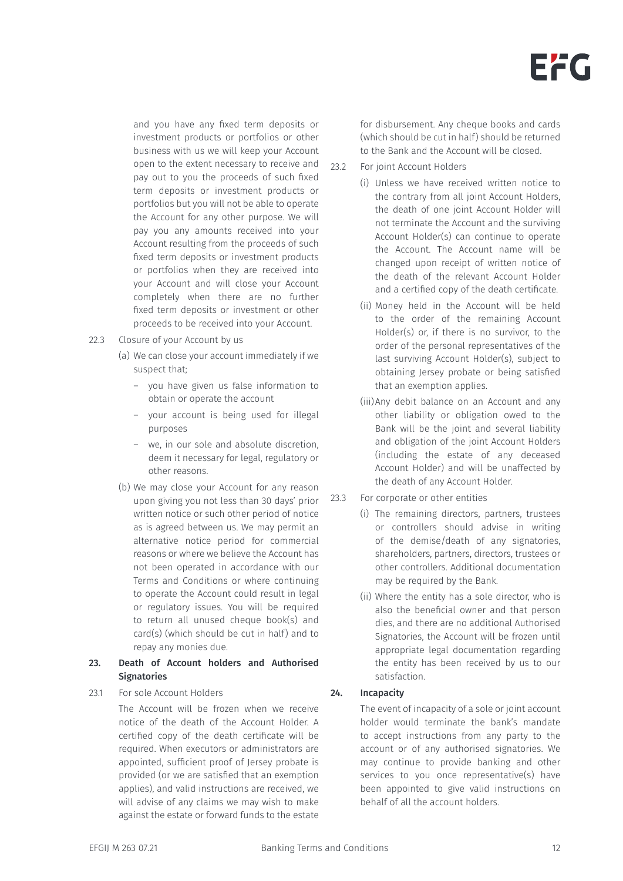and you have any fixed term deposits or investment products or portfolios or other business with us we will keep your Account open to the extent necessary to receive and pay out to you the proceeds of such fixed term deposits or investment products or portfolios but you will not be able to operate the Account for any other purpose. We will pay you any amounts received into your Account resulting from the proceeds of such fixed term deposits or investment products or portfolios when they are received into your Account and will close your Account completely when there are no further fixed term deposits or investment or other proceeds to be received into your Account.

22.3 Closure of your Account by us

(a) We can close your account immediately if we suspect that;

- you have given us false information to obtain or operate the account
- your account is being used for illegal purposes
- we, in our sole and absolute discretion, deem it necessary for legal, regulatory or other reasons.

(b) We may close your Account for any reason upon giving you not less than 30 days' prior written notice or such other period of notice as is agreed between us. We may permit an alternative notice period for commercial reasons or where we believe the Account has not been operated in accordance with our Terms and Conditions or where continuing to operate the Account could result in legal or regulatory issues. You will be required to return all unused cheque book(s) and card(s) (which should be cut in half) and to repay any monies due.

## 23. Death of Account holders and Authorised Signatories

23.1 For sole Account Holders

The Account will be frozen when we receive notice of the death of the Account Holder. A certified copy of the death certificate will be required. When executors or administrators are appointed, sufficient proof of Jersey probate is provided (or we are satisfied that an exemption applies), and valid instructions are received, we will advise of any claims we may wish to make against the estate or forward funds to the estate for disbursement. Any cheque books and cards (which should be cut in half) should be returned to the Bank and the Account will be closed.

23.2 For joint Account Holders

(i) Unless we have received written notice to the contrary from all joint Account Holders, the death of one joint Account Holder will not terminate the Account and the surviving Account Holder(s) can continue to operate the Account. The Account name will be changed upon receipt of written notice of the death of the relevant Account Holder and a certified copy of the death certificate.

(ii) Money held in the Account will be held to the order of the remaining Account Holder(s) or, if there is no survivor, to the order of the personal representatives of the last surviving Account Holder(s), subject to obtaining Jersey probate or being satisfied that an exemption applies.

(iii) Any debit balance on an Account and any other liability or obligation owed to the Bank will be the joint and several liability and obligation of the joint Account Holders (including the estate of any deceased Account Holder) and will be unaffected by the death of any Account Holder.

23.3 For corporate or other entities

(i) The remaining directors, partners, trustees or controllers should advise in writing of the demise/death of any signatories, shareholders, partners, directors, trustees or other controllers. Additional documentation may be required by the Bank.

(ii) Where the entity has a sole director, who is also the beneficial owner and that person dies, and there are no additional Authorised Signatories, the Account will be frozen until appropriate legal documentation regarding the entity has been received by us to our satisfaction.

## 24. Incapacity

The event of incapacity of a sole or joint account holder would terminate the bank's mandate to accept instructions from any party to the account or of any authorised signatories. We may continue to provide banking and other services to you once representative(s) have been appointed to give valid instructions on behalf of all the account holders.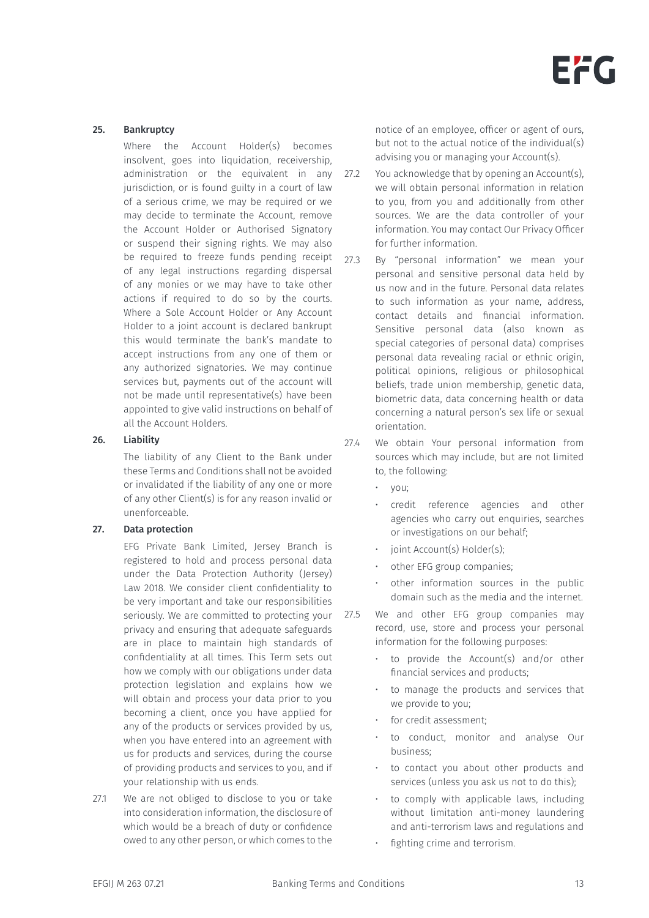## 25. Bankruptcy

Where the Account Holder(s) becomes insolvent, goes into liquidation, receivership, administration or the equivalent in any jurisdiction, or is found guilty in a court of law of a serious crime, we may be required or we may decide to terminate the Account, remove the Account Holder or Authorised Signatory or suspend their signing rights. We may also be required to freeze funds pending receipt of any legal instructions regarding dispersal of any monies or we may have to take other actions if required to do so by the courts. Where a Sole Account Holder or Any Account Holder to a joint account is declared bankrupt this would terminate the bank's mandate to accept instructions from any one of them or any authorized signatories. We may continue services but, payments out of the account will not be made until representative(s) have been appointed to give valid instructions on behalf of all the Account Holders.

## 26. Liability

The liability of any Client to the Bank under these Terms and Conditions shall not be avoided or invalidated if the liability of any one or more of any other Client(s) is for any reason invalid or unenforceable.

## 27. Data protection

EFG Private Bank Limited, Jersey Branch is registered to hold and process personal data under the Data Protection Authority (Jersey) Law 2018. We consider client confidentiality to be very important and take our responsibilities seriously. We are committed to protecting your privacy and ensuring that adequate safeguards are in place to maintain high standards of confidentiality at all times. This Term sets out how we comply with our obligations under data protection legislation and explains how we will obtain and process your data prior to you becoming a client, once you have applied for any of the products or services provided by us, when you have entered into an agreement with us for products and services, during the course of providing products and services to you, and if your relationship with us ends.

27.1 We are not obliged to disclose to you or take into consideration information, the disclosure of which would be a breach of duty or confidence owed to any other person, or which comes to the notice of an employee, officer or agent of ours, but not to the actual notice of the individual(s) advising you or managing your Account(s).

27.2 You acknowledge that by opening an Account(s), we will obtain personal information in relation to you, from you and additionally from other sources. We are the data controller of your information. You may contact Our Privacy Officer for further information.

27.3 By "personal information" we mean your personal and sensitive personal data held by us now and in the future. Personal data relates to such information as your name, address, contact details and financial information. Sensitive personal data (also known as special categories of personal data) comprises personal data revealing racial or ethnic origin, political opinions, religious or philosophical beliefs, trade union membership, genetic data, biometric data, data concerning health or data concerning a natural person's sex life or sexual orientation.

27.4 We obtain Your personal information from sources which may include, but are not limited to, the following:

- you;
- credit reference agencies and other agencies who carry out enquiries, searches or investigations on our behalf;
- joint Account(s) Holder(s);
- other EFG group companies;
- other information sources in the public domain such as the media and the internet.

27.5 We and other EFG group companies may record, use, store and process your personal information for the following purposes:

- to provide the Account(s) and/or other financial services and products;
- to manage the products and services that we provide to you;
- for credit assessment;
- to conduct, monitor and analyse Our business;
- to contact you about other products and services (unless you ask us not to do this);
- to comply with applicable laws, including without limitation anti-money laundering and anti-terrorism laws and regulations and
- fighting crime and terrorism.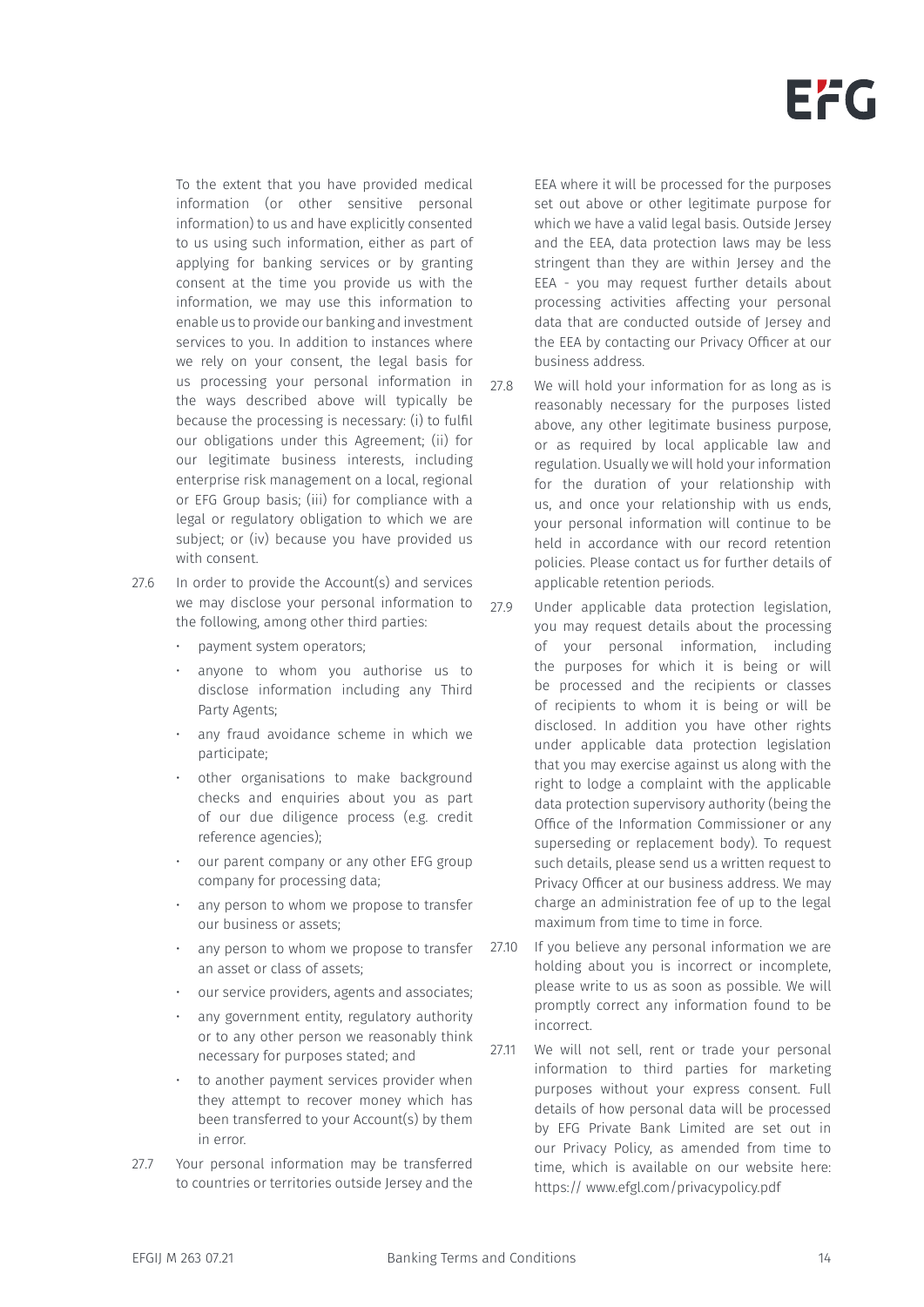To the extent that you have provided medical information (or other sensitive personal information) to us and have explicitly consented to us using such information, either as part of applying for banking services or by granting consent at the time you provide us with the information, we may use this information to enable us to provide our banking and investment services to you. In addition to instances where we rely on your consent, the legal basis for us processing your personal information in the ways described above will typically be because the processing is necessary: (i) to fulfil our obligations under this Agreement; (ii) for our legitimate business interests, including enterprise risk management on a local, regional or EFG Group basis; (iii) for compliance with a legal or regulatory obligation to which we are subject; or (iv) because you have provided us with consent.

27.6 In order to provide the Account(s) and services we may disclose your personal information to the following, among other third parties:

- payment system operators;
- anyone to whom you authorise us to disclose information including any Third Party Agents;
- any fraud avoidance scheme in which we participate;
- other organisations to make background checks and enquiries about you as part of our due diligence process (e.g. credit reference agencies);
- our parent company or any other EFG group company for processing data;
- any person to whom we propose to transfer our business or assets;
- any person to whom we propose to transfer an asset or class of assets;
- our service providers, agents and associates;
- any government entity, regulatory authority or to any other person we reasonably think necessary for purposes stated; and
- to another payment services provider when they attempt to recover money which has been transferred to your Account(s) by them in error.

27.7 Your personal information may be transferred to countries or territories outside Jersey and the EEA where it will be processed for the purposes set out above or other legitimate purpose for which we have a valid legal basis. Outside Jersey and the EEA, data protection laws may be less stringent than they are within Jersey and the EEA - you may request further details about processing activities affecting your personal data that are conducted outside of Jersey and the EEA by contacting our Privacy Officer at our business address.

27.8 We will hold your information for as long as is reasonably necessary for the purposes listed above, any other legitimate business purpose, or as required by local applicable law and regulation. Usually we will hold your information for the duration of your relationship with us, and once your relationship with us ends, your personal information will continue to be held in accordance with our record retention policies. Please contact us for further details of applicable retention periods.

27.9 Under applicable data protection legislation, you may request details about the processing of your personal information, including the purposes for which it is being or will be processed and the recipients or classes of recipients to whom it is being or will be disclosed. In addition you have other rights under applicable data protection legislation that you may exercise against us along with the right to lodge a complaint with the applicable data protection supervisory authority (being the Office of the Information Commissioner or any superseding or replacement body). To request such details, please send us a written request to Privacy Officer at our business address. We may charge an administration fee of up to the legal maximum from time to time in force.

27.10 If you believe any personal information we are holding about you is incorrect or incomplete, please write to us as soon as possible. We will promptly correct any information found to be incorrect.

27.11 We will not sell, rent or trade your personal information to third parties for marketing purposes without your express consent. Full details of how personal data will be processed by EFG Private Bank Limited are set out in our Privacy Policy, as amended from time to time, which is available on our website here: https:// www.efgl.com/privacypolicy.pdf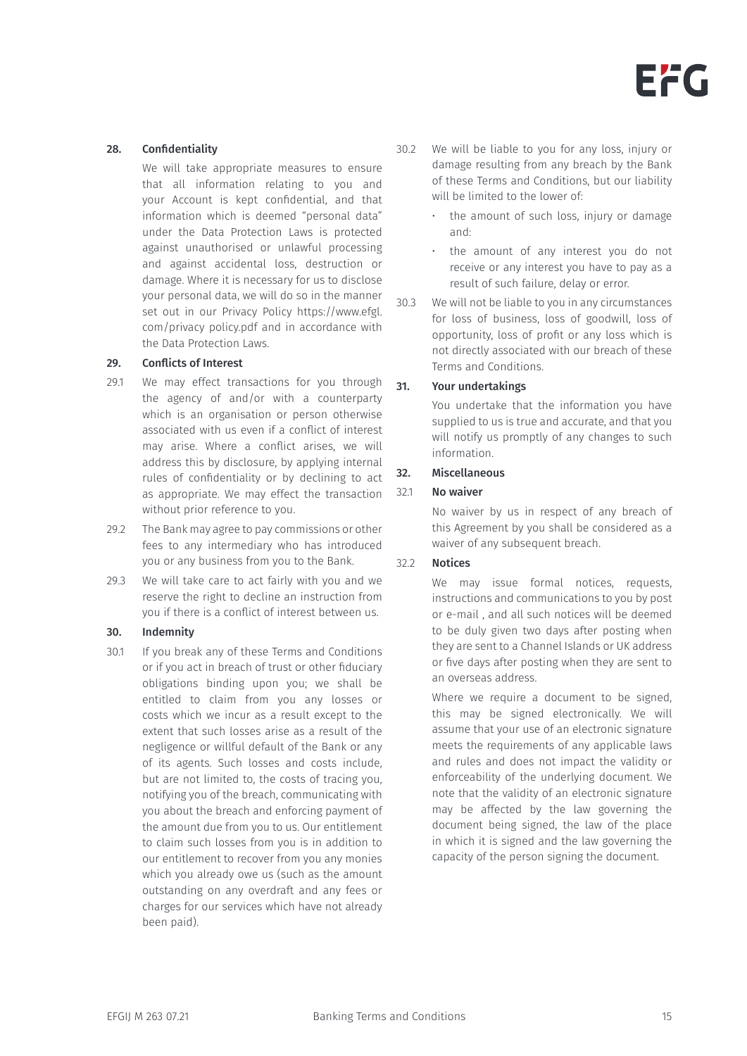## 28. Confidentiality

We will take appropriate measures to ensure that all information relating to you and your Account is kept confidential, and that information which is deemed "personal data" under the Data Protection Laws is protected against unauthorised or unlawful processing and against accidental loss, destruction or damage. Where it is necessary for us to disclose your personal data, we will do so in the manner set out in our Privacy Policy https://www.efgl.com/privacy policy.pdf and in accordance with the Data Protection Laws.

## 29. Conflicts of Interest

29.1 We may effect transactions for you through the agency of and/or with a counterparty which is an organisation or person otherwise associated with us even if a conflict of interest may arise. Where a conflict arises, we will address this by disclosure, by applying internal rules of confidentiality or by declining to act as appropriate. We may effect the transaction without prior reference to you.

29.2 The Bank may agree to pay commissions or other fees to any intermediary who has introduced you or any business from you to the Bank.

29.3 We will take care to act fairly with you and we reserve the right to decline an instruction from you if there is a conflict of interest between us.

## 30. Indemnity

30.1 If you break any of these Terms and Conditions or if you act in breach of trust or other fiduciary obligations binding upon you; we shall be entitled to claim from you any losses or costs which we incur as a result except to the extent that such losses arise as a result of the negligence or willful default of the Bank or any of its agents. Such losses and costs include, but are not limited to, the costs of tracing you, notifying you of the breach, communicating with you about the breach and enforcing payment of the amount due from you to us. Our entitlement to claim such losses from you is in addition to our entitlement to recover from you any monies which you already owe us (such as the amount outstanding on any overdraft and any fees or charges for our services which have not already been paid).

30.2 We will be liable to you for any loss, injury or damage resulting from any breach by the Bank of these Terms and Conditions, but our liability will be limited to the lower of:

- the amount of such loss, injury or damage and:
- the amount of any interest you do not receive or any interest you have to pay as a result of such failure, delay or error.

30.3 We will not be liable to you in any circumstances for loss of business, loss of goodwill, loss of opportunity, loss of profit or any loss which is not directly associated with our breach of these Terms and Conditions.

## 31. Your undertakings

You undertake that the information you have supplied to us is true and accurate, and that you will notify us promptly of any changes to such information.

## 32. Miscellaneous

### 32.1 No waiver

No waiver by us in respect of any breach of this Agreement by you shall be considered as a waiver of any subsequent breach.

### 32.2 Notices

We may issue formal notices, requests, instructions and communications to you by post or e-mail , and all such notices will be deemed to be duly given two days after posting when they are sent to a Channel Islands or UK address or five days after posting when they are sent to an overseas address.

Where we require a document to be signed, this may be signed electronically. We will assume that your use of an electronic signature meets the requirements of any applicable laws and rules and does not impact the validity or enforceability of the underlying document. We note that the validity of an electronic signature may be affected by the law governing the document being signed, the law of the place in which it is signed and the law governing the capacity of the person signing the document.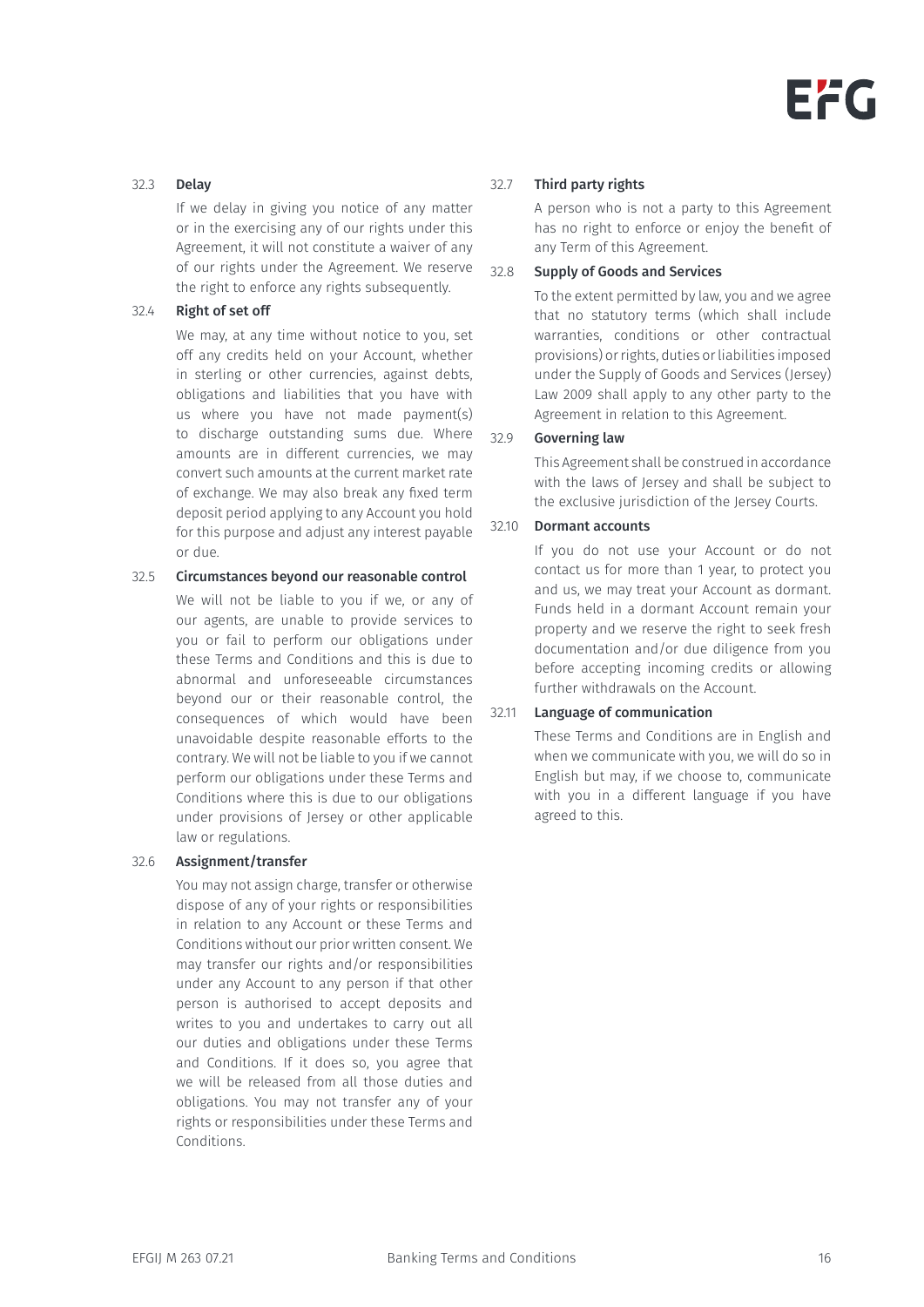### 32.3 Delay

If we delay in giving you notice of any matter or in the exercising any of our rights under this Agreement, it will not constitute a waiver of any of our rights under the Agreement. We reserve the right to enforce any rights subsequently.

### 32.4 Right of set off

We may, at any time without notice to you, set off any credits held on your Account, whether in sterling or other currencies, against debts, obligations and liabilities that you have with us where you have not made payment(s) to discharge outstanding sums due. Where amounts are in different currencies, we may convert such amounts at the current market rate of exchange. We may also break any fixed term deposit period applying to any Account you hold for this purpose and adjust any interest payable or due.

### 32.5 Circumstances beyond our reasonable control

We will not be liable to you if we, or any of our agents, are unable to provide services to you or fail to perform our obligations under these Terms and Conditions and this is due to abnormal and unforeseeable circumstances beyond our or their reasonable control, the consequences of which would have been unavoidable despite reasonable efforts to the contrary. We will not be liable to you if we cannot perform our obligations under these Terms and Conditions where this is due to our obligations under provisions of Jersey or other applicable law or regulations.

### 32.6 Assignment/transfer

You may not assign charge, transfer or otherwise dispose of any of your rights or responsibilities in relation to any Account or these Terms and Conditions without our prior written consent. We may transfer our rights and/or responsibilities under any Account to any person if that other person is authorised to accept deposits and writes to you and undertakes to carry out all our duties and obligations under these Terms and Conditions. If it does so, you agree that we will be released from all those duties and obligations. You may not transfer any of your rights or responsibilities under these Terms and Conditions.

### 32.7 Third party rights

A person who is not a party to this Agreement has no right to enforce or enjoy the benefit of any Term of this Agreement.

### 32.8 Supply of Goods and Services

To the extent permitted by law, you and we agree that no statutory terms (which shall include warranties, conditions or other contractual provisions) or rights, duties or liabilities imposed under the Supply of Goods and Services (Jersey) Law 2009 shall apply to any other party to the Agreement in relation to this Agreement.

### 32.9 Governing law

This Agreement shall be construed in accordance with the laws of Jersey and shall be subject to the exclusive jurisdiction of the Jersey Courts.

### 32.10 Dormant accounts

If you do not use your Account or do not contact us for more than 1 year, to protect you and us, we may treat your Account as dormant. Funds held in a dormant Account remain your property and we reserve the right to seek fresh documentation and/or due diligence from you before accepting incoming credits or allowing further withdrawals on the Account.

### 32.11 Language of communication

These Terms and Conditions are in English and when we communicate with you, we will do so in English but may, if we choose to, communicate with you in a different language if you have agreed to this.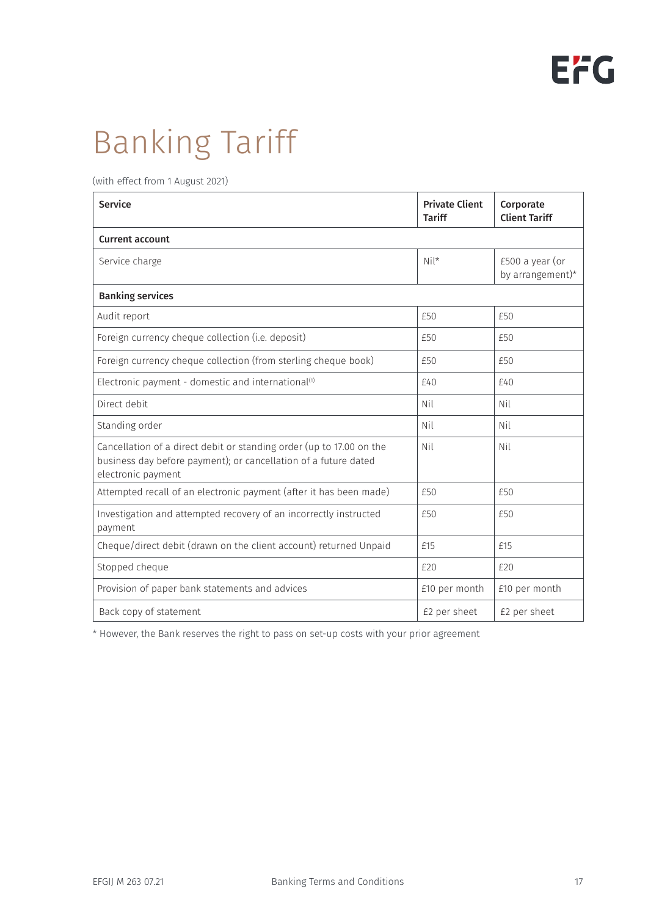# Banking Tariff

(with effect from 1 August 2021)

| Service | Private Client Tariff | Corporate Client Tariff |
| --- | --- | --- |
| **Current account** | | |
| Service charge | Nil* | £500 a year (or by arrangement)* |
| **Banking services** | | |
| Audit report | £50 | £50 |
| Foreign currency cheque collection (i.e. deposit) | £50 | £50 |
| Foreign currency cheque collection (from sterling cheque book) | £50 | £50 |
| Electronic payment - domestic and international[1] | £40 | £40 |
| Direct debit | Nil | Nil |
| Standing order | Nil | Nil |
| Cancellation of a direct debit or standing order (up to 17.00 on the business day before payment); or cancellation of a future dated electronic payment | Nil | Nil |
| Attempted recall of an electronic payment (after it has been made) | £50 | £50 |
| Investigation and attempted recovery of an incorrectly instructed payment | £50 | £50 |
| Cheque/direct debit (drawn on the client account) returned Unpaid | £15 | £15 |
| Stopped cheque | £20 | £20 |
| Provision of paper bank statements and advices | £10 per month | £10 per month |
| Back copy of statement | £2 per sheet | £2 per sheet |

* However, the Bank reserves the right to pass on set-up costs with your prior agreement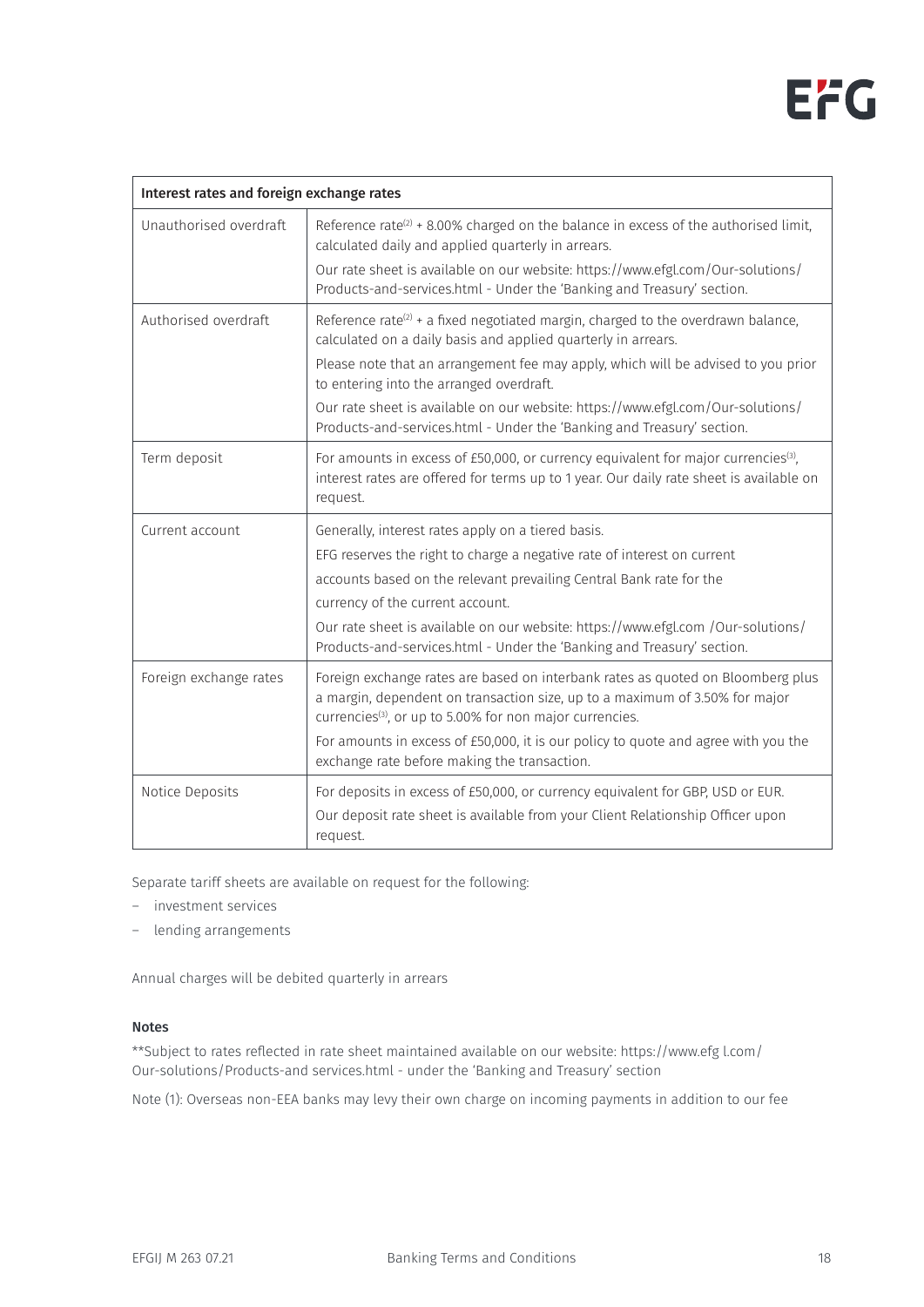| Interest rates and foreign exchange rates | |
|---|---|
| Unauthorised overdraft | Reference rate[2] + 8.00% charged on the balance in excess of the authorised limit, calculated daily and applied quarterly in arrears.<br><br>Our rate sheet is available on our website: https://www.efgl.com/Our-solutions/Products-and-services.html - Under the 'Banking and Treasury' section. |
| Authorised overdraft | Reference rate[2] + a fixed negotiated margin, charged to the overdrawn balance, calculated on a daily basis and applied quarterly in arrears.<br><br>Please note that an arrangement fee may apply, which will be advised to you prior to entering into the arranged overdraft.<br><br>Our rate sheet is available on our website: https://www.efgl.com/Our-solutions/Products-and-services.html - Under the 'Banking and Treasury' section. |
| Term deposit | For amounts in excess of £50,000, or currency equivalent for major currencies[3], interest rates are offered for terms up to 1 year. Our daily rate sheet is available on request. |
| Current account | Generally, interest rates apply on a tiered basis.<br><br>EFG reserves the right to charge a negative rate of interest on current accounts based on the relevant prevailing Central Bank rate for the currency of the current account.<br><br>Our rate sheet is available on our website: https://www.efgl.com /Our-solutions/Products-and-services.html - Under the 'Banking and Treasury' section. |
| Foreign exchange rates | Foreign exchange rates are based on interbank rates as quoted on Bloomberg plus a margin, dependent on transaction size, up to a maximum of 3.50% for major currencies[3], or up to 5.00% for non major currencies.<br><br>For amounts in excess of £50,000, it is our policy to quote and agree with you the exchange rate before making the transaction. |
| Notice Deposits | For deposits in excess of £50,000, or currency equivalent for GBP, USD or EUR.<br><br>Our deposit rate sheet is available from your Client Relationship Officer upon request. |

Separate tariff sheets are available on request for the following:

- investment services
- lending arrangements

Annual charges will be debited quarterly in arrears

**Notes**

**Subject to rates reflected in rate sheet maintained available on our website: https://www.efg l.com/Our-solutions/Products-and services.html - under the 'Banking and Treasury' section

Note (1): Overseas non-EEA banks may levy their own charge on incoming payments in addition to our fee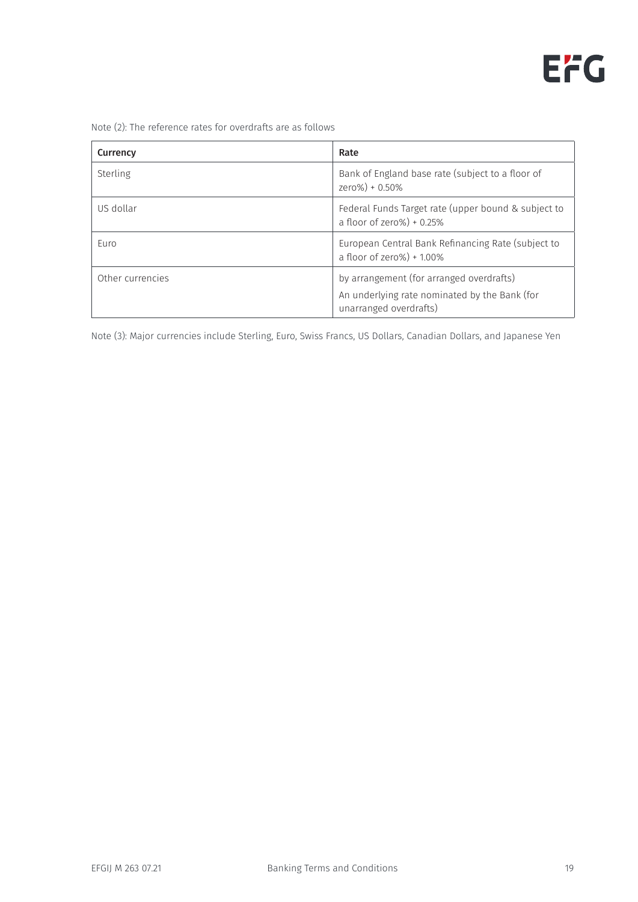Note (2): The reference rates for overdrafts are as follows

| Currency | Rate |
| --- | --- |
| Sterling | Bank of England base rate (subject to a floor of zero%) + 0.50% |
| US dollar | Federal Funds Target rate (upper bound & subject to a floor of zero%) + 0.25% |
| Euro | European Central Bank Refinancing Rate (subject to a floor of zero%) + 1.00% |
| Other currencies | by arrangement (for arranged overdrafts)<br>An underlying rate nominated by the Bank (for unarranged overdrafts) |

Note (3): Major currencies include Sterling, Euro, Swiss Francs, US Dollars, Canadian Dollars, and Japanese Yen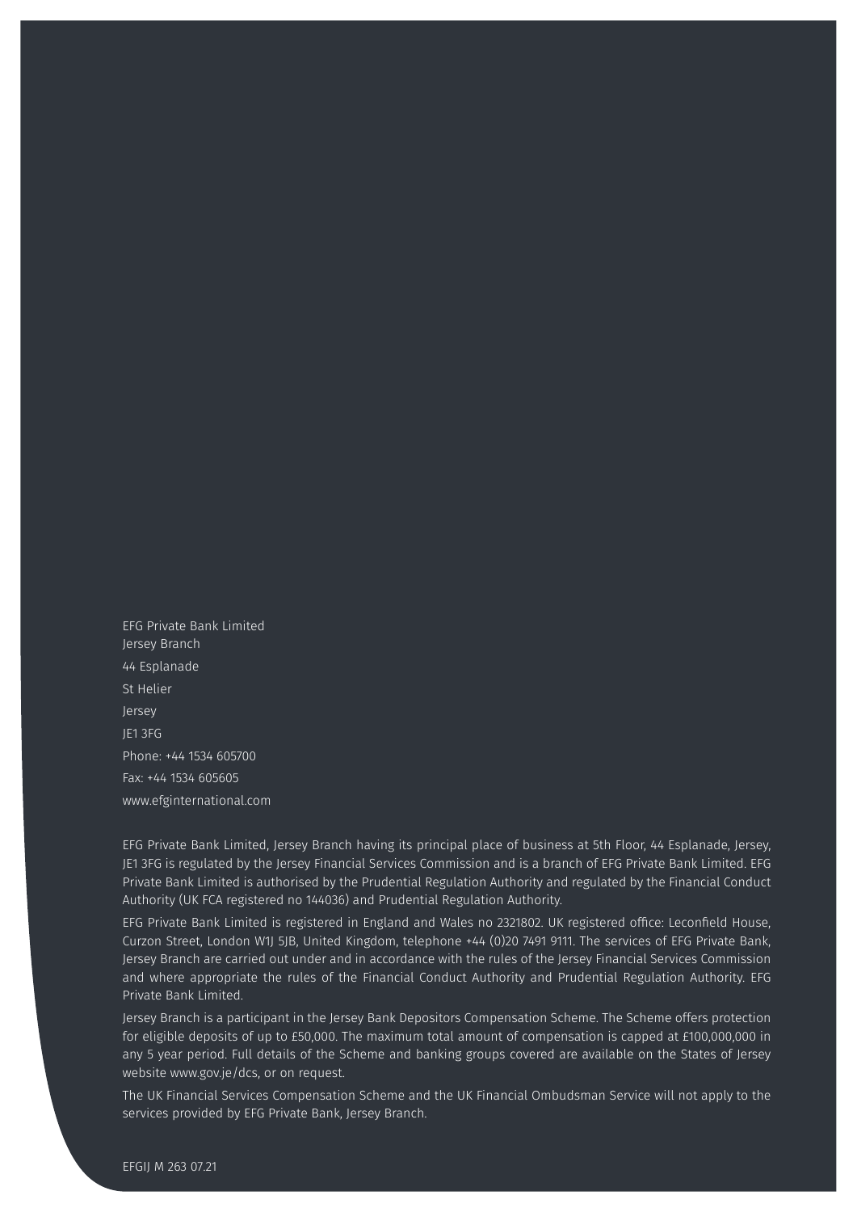EFG Private Bank Limited
Jersey Branch
44 Esplanade
St Helier
Jersey
JE1 3FG
Phone: +44 1534 605700
Fax: +44 1534 605605
www.efginternational.com

EFG Private Bank Limited, Jersey Branch having its principal place of business at 5th Floor, 44 Esplanade, Jersey, JE1 3FG is regulated by the Jersey Financial Services Commission and is a branch of EFG Private Bank Limited. EFG Private Bank Limited is authorised by the Prudential Regulation Authority and regulated by the Financial Conduct Authority (UK FCA registered no 144036) and Prudential Regulation Authority.

EFG Private Bank Limited is registered in England and Wales no 2321802. UK registered office: Leconfield House, Curzon Street, London W1J 5JB, United Kingdom, telephone +44 (0)20 7491 9111. The services of EFG Private Bank, Jersey Branch are carried out under and in accordance with the rules of the Jersey Financial Services Commission and where appropriate the rules of the Financial Conduct Authority and Prudential Regulation Authority. EFG Private Bank Limited.

Jersey Branch is a participant in the Jersey Bank Depositors Compensation Scheme. The Scheme offers protection for eligible deposits of up to £50,000. The maximum total amount of compensation is capped at £100,000,000 in any 5 year period. Full details of the Scheme and banking groups covered are available on the States of Jersey website www.gov.je/dcs, or on request.

The UK Financial Services Compensation Scheme and the UK Financial Ombudsman Service will not apply to the services provided by EFG Private Bank, Jersey Branch.

EFGIJ M 263 07.21